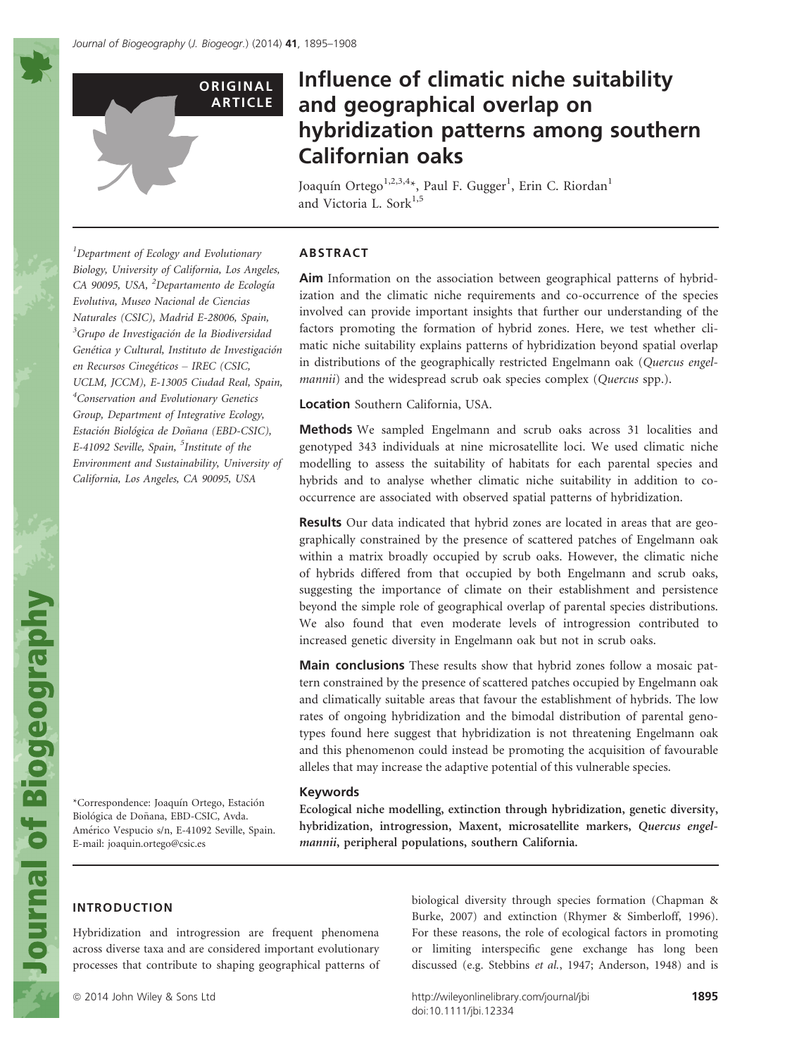ORIGINAL ARTICLE

# Influence of climatic niche suitability and geographical overlap on hybridization patterns among southern Californian oaks

Joaquín Ortego[1,2,3,4]*, Paul F. Gugger[1], Erin C. Riordan[1] and Victoria L. Sork[1,5]

[1]Department of Ecology and Evolutionary Biology, University of California, Los Angeles, CA 90095, USA, [2]Departamento de Ecología Evolutiva, Museo Nacional de Ciencias Naturales (CSIC), Madrid E-28006, Spain, [3]Grupo de Investigación de la Biodiversidad Genética y Cultural, Instituto de Investigación en Recursos Cinegéticos – IREC (CSIC, UCLM, JCCM), E-13005 Ciudad Real, Spain, [4]Conservation and Evolutionary Genetics Group, Department of Integrative Ecology, Estación Biológica de Doñana (EBD-CSIC), E-41092 Seville, Spain, [5]Institute of the Environment and Sustainability, University of California, Los Angeles, CA 90095, USA

*Correspondence: Joaquín Ortego, Estación Biológica de Doñana, EBD-CSIC, Avda. Américo Vespucio s/n, E-41092 Seville, Spain. E-mail: joaquin.ortego@csic.es

## ABSTRACT

**Aim** Information on the association between geographical patterns of hybridization and the climatic niche requirements and co-occurrence of the species involved can provide important insights that further our understanding of the factors promoting the formation of hybrid zones. Here, we test whether climatic niche suitability explains patterns of hybridization beyond spatial overlap in distributions of the geographically restricted Engelmann oak (*Quercus engelmannii*) and the widespread scrub oak species complex (*Quercus* spp.).

**Location** Southern California, USA.

**Methods** We sampled Engelmann and scrub oaks across 31 localities and genotyped 343 individuals at nine microsatellite loci. We used climatic niche modelling to assess the suitability of habitats for each parental species and hybrids and to analyse whether climatic niche suitability in addition to co-occurrence are associated with observed spatial patterns of hybridization.

**Results** Our data indicated that hybrid zones are located in areas that are geographically constrained by the presence of scattered patches of Engelmann oak within a matrix broadly occupied by scrub oaks. However, the climatic niche of hybrids differed from that occupied by both Engelmann and scrub oaks, suggesting the importance of climate on their establishment and persistence beyond the simple role of geographical overlap of parental species distributions. We also found that even moderate levels of introgression contributed to increased genetic diversity in Engelmann oak but not in scrub oaks.

**Main conclusions** These results show that hybrid zones follow a mosaic pattern constrained by the presence of scattered patches occupied by Engelmann oak and climatically suitable areas that favour the establishment of hybrids. The low rates of ongoing hybridization and the bimodal distribution of parental genotypes found here suggest that hybridization is not threatening Engelmann oak and this phenomenon could instead be promoting the acquisition of favourable alleles that may increase the adaptive potential of this vulnerable species.

### Keywords

**Ecological niche modelling, extinction through hybridization, genetic diversity, hybridization, introgression, Maxent, microsatellite markers, *Quercus engelmannii*, peripheral populations, southern California.**

## INTRODUCTION

Hybridization and introgression are frequent phenomena across diverse taxa and are considered important evolutionary processes that contribute to shaping geographical patterns of biological diversity through species formation (Chapman & Burke, 2007) and extinction (Rhymer & Simberloff, 1996). For these reasons, the role of ecological factors in promoting or limiting interspecific gene exchange has long been discussed (e.g. Stebbins *et al.*, 1947; Anderson, 1948) and is

© 2014 John Wiley & Sons Ltd http://wileyonlinelibrary.com/journal/jbi doi:10.1111/jbi.12334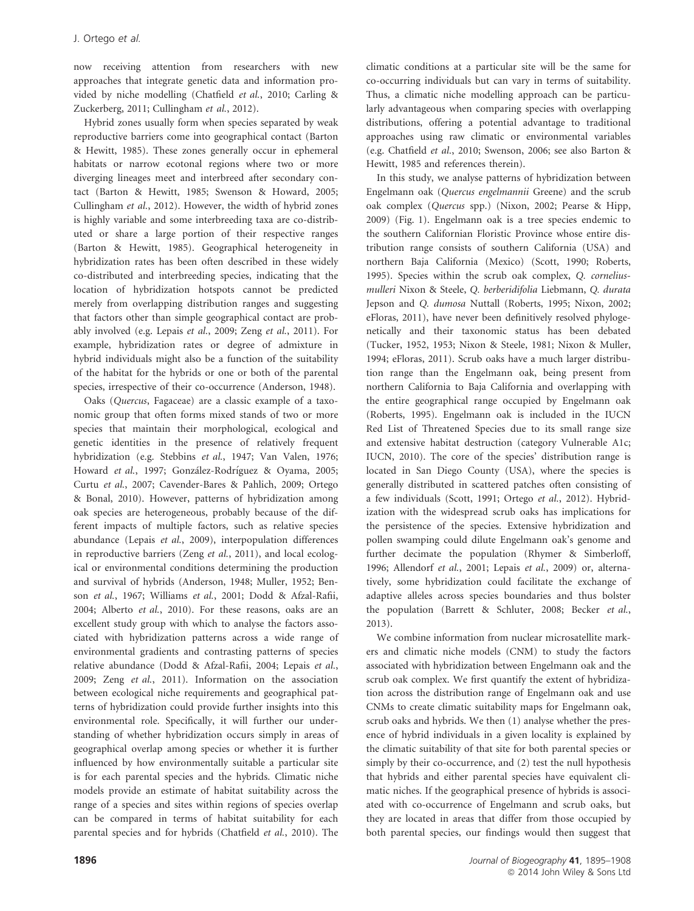now receiving attention from researchers with new approaches that integrate genetic data and information provided by niche modelling (Chatfield *et al.*, 2010; Carling & Zuckerberg, 2011; Cullingham *et al.*, 2012).

Hybrid zones usually form when species separated by weak reproductive barriers come into geographical contact (Barton & Hewitt, 1985). These zones generally occur in ephemeral habitats or narrow ecotonal regions where two or more diverging lineages meet and interbreed after secondary contact (Barton & Hewitt, 1985; Swenson & Howard, 2005; Cullingham *et al.*, 2012). However, the width of hybrid zones is highly variable and some interbreeding taxa are co-distributed or share a large portion of their respective ranges (Barton & Hewitt, 1985). Geographical heterogeneity in hybridization rates has been often described in these widely co-distributed and interbreeding species, indicating that the location of hybridization hotspots cannot be predicted merely from overlapping distribution ranges and suggesting that factors other than simple geographical contact are probably involved (e.g. Lepais *et al.*, 2009; Zeng *et al.*, 2011). For example, hybridization rates or degree of admixture in hybrid individuals might also be a function of the suitability of the habitat for the hybrids or one or both of the parental species, irrespective of their co-occurrence (Anderson, 1948).

Oaks (*Quercus*, Fagaceae) are a classic example of a taxonomic group that often forms mixed stands of two or more species that maintain their morphological, ecological and genetic identities in the presence of relatively frequent hybridization (e.g. Stebbins *et al.*, 1947; Van Valen, 1976; Howard *et al.*, 1997; González-Rodríguez & Oyama, 2005; Curtu *et al.*, 2007; Cavender-Bares & Pahlich, 2009; Ortego & Bonal, 2010). However, patterns of hybridization among oak species are heterogeneous, probably because of the different impacts of multiple factors, such as relative species abundance (Lepais *et al.*, 2009), interpopulation differences in reproductive barriers (Zeng *et al.*, 2011), and local ecological or environmental conditions determining the production and survival of hybrids (Anderson, 1948; Muller, 1952; Benson *et al.*, 1967; Williams *et al.*, 2001; Dodd & Afzal-Rafii, 2004; Alberto *et al.*, 2010). For these reasons, oaks are an excellent study group with which to analyse the factors associated with hybridization patterns across a wide range of environmental gradients and contrasting patterns of species relative abundance (Dodd & Afzal-Rafii, 2004; Lepais *et al.*, 2009; Zeng *et al.*, 2011). Information on the association between ecological niche requirements and geographical patterns of hybridization could provide further insights into this environmental role. Specifically, it will further our understanding of whether hybridization occurs simply in areas of geographical overlap among species or whether it is further influenced by how environmentally suitable a particular site is for each parental species and the hybrids. Climatic niche models provide an estimate of habitat suitability across the range of a species and sites within regions of species overlap can be compared in terms of habitat suitability for each parental species and for hybrids (Chatfield *et al.*, 2010). The climatic conditions at a particular site will be the same for co-occurring individuals but can vary in terms of suitability. Thus, a climatic niche modelling approach can be particularly advantageous when comparing species with overlapping distributions, offering a potential advantage to traditional approaches using raw climatic or environmental variables (e.g. Chatfield *et al.*, 2010; Swenson, 2006; see also Barton & Hewitt, 1985 and references therein).

In this study, we analyse patterns of hybridization between Engelmann oak (*Quercus engelmannii* Greene) and the scrub oak complex (*Quercus* spp.) (Nixon, 2002; Pearse & Hipp, 2009) (Fig. 1). Engelmann oak is a tree species endemic to the southern Californian Floristic Province whose entire distribution range consists of southern California (USA) and northern Baja California (Mexico) (Scott, 1990; Roberts, 1995). Species within the scrub oak complex, *Q. cornelius-mulleri* Nixon & Steele, *Q. berberidifolia* Liebmann, *Q. durata* Jepson and *Q. dumosa* Nuttall (Roberts, 1995; Nixon, 2002; eFloras, 2011), have never been definitively resolved phylogenetically and their taxonomic status has been debated (Tucker, 1952, 1953; Nixon & Steele, 1981; Nixon & Muller, 1994; eFloras, 2011). Scrub oaks have a much larger distribution range than the Engelmann oak, being present from northern California to Baja California and overlapping with the entire geographical range occupied by Engelmann oak (Roberts, 1995). Engelmann oak is included in the IUCN Red List of Threatened Species due to its small range size and extensive habitat destruction (category Vulnerable A1c; IUCN, 2010). The core of the species' distribution range is located in San Diego County (USA), where the species is generally distributed in scattered patches often consisting of a few individuals (Scott, 1991; Ortego *et al.*, 2012). Hybridization with the widespread scrub oaks has implications for the persistence of the species. Extensive hybridization and pollen swamping could dilute Engelmann oak's genome and further decimate the population (Rhymer & Simberloff, 1996; Allendorf *et al.*, 2001; Lepais *et al.*, 2009) or, alternatively, some hybridization could facilitate the exchange of adaptive alleles across species boundaries and thus bolster the population (Barrett & Schluter, 2008; Becker *et al.*, 2013).

We combine information from nuclear microsatellite markers and climatic niche models (CNM) to study the factors associated with hybridization between Engelmann oak and the scrub oak complex. We first quantify the extent of hybridization across the distribution range of Engelmann oak and use CNMs to create climatic suitability maps for Engelmann oak, scrub oaks and hybrids. We then (1) analyse whether the presence of hybrid individuals in a given locality is explained by the climatic suitability of that site for both parental species or simply by their co-occurrence, and (2) test the null hypothesis that hybrids and either parental species have equivalent climatic niches. If the geographical presence of hybrids is associated with co-occurrence of Engelmann and scrub oaks, but they are located in areas that differ from those occupied by both parental species, our findings would then suggest that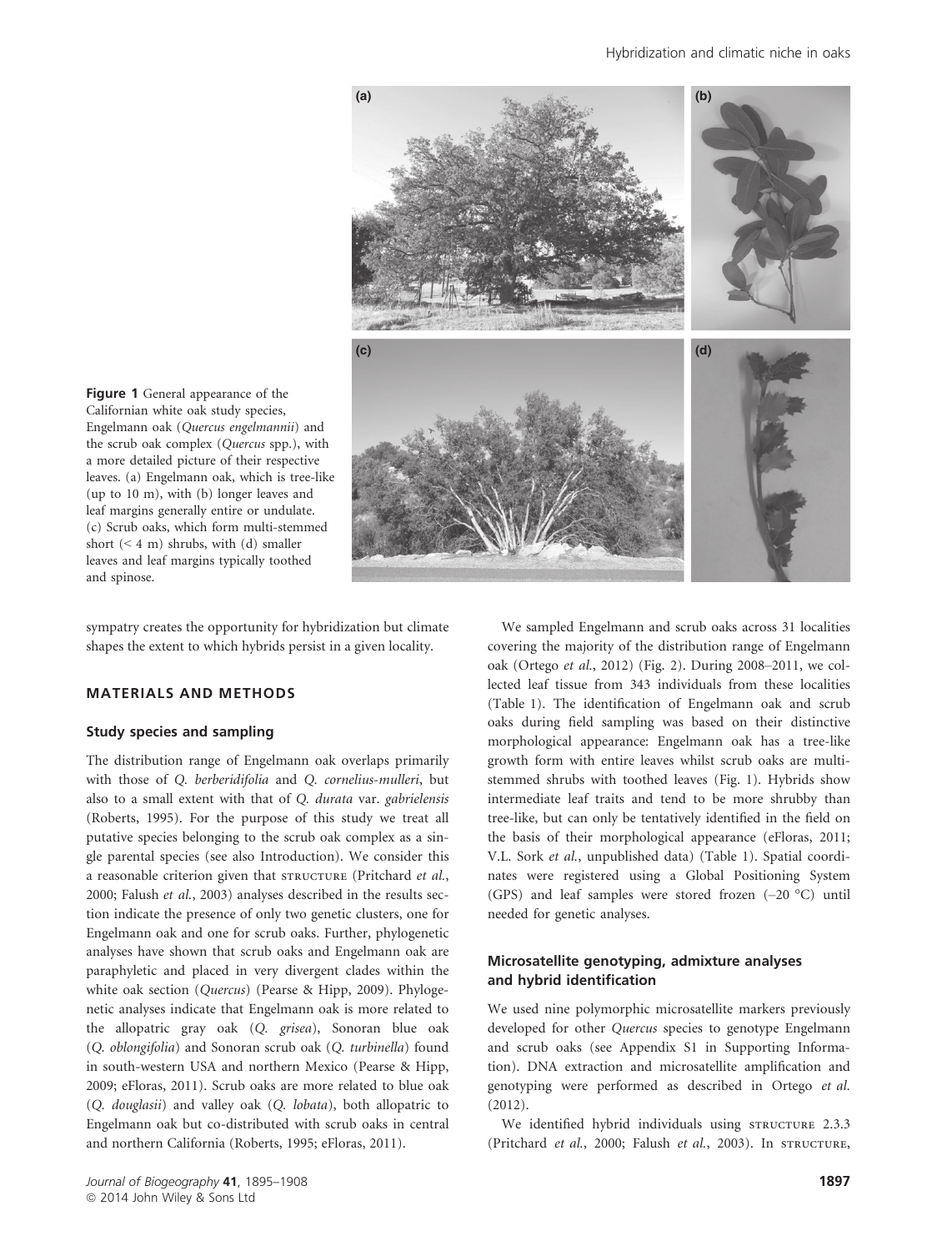**Figure 1** General appearance of the Californian white oak study species, Engelmann oak (*Quercus engelmannii*) and the scrub oak complex (*Quercus* spp.), with a more detailed picture of their respective leaves. (a) Engelmann oak, which is tree-like (up to 10 m), with (b) longer leaves and leaf margins generally entire or undulate. (c) Scrub oaks, which form multi-stemmed short (< 4 m) shrubs, with (d) smaller leaves and leaf margins typically toothed and spinose.

sympatry creates the opportunity for hybridization but climate shapes the extent to which hybrids persist in a given locality.

## MATERIALS AND METHODS

### Study species and sampling

The distribution range of Engelmann oak overlaps primarily with those of *Q. berberidifolia* and *Q. cornelius-mulleri*, but also to a small extent with that of *Q. durata* var. *gabrielensis* (Roberts, 1995). For the purpose of this study we treat all putative species belonging to the scrub oak complex as a single parental species (see also Introduction). We consider this a reasonable criterion given that STRUCTURE (Pritchard *et al.*, 2000; Falush *et al.*, 2003) analyses described in the results section indicate the presence of only two genetic clusters, one for Engelmann oak and one for scrub oaks. Further, phylogenetic analyses have shown that scrub oaks and Engelmann oak are paraphyletic and placed in very divergent clades within the white oak section (*Quercus*) (Pearse & Hipp, 2009). Phylogenetic analyses indicate that Engelmann oak is more related to the allopatric gray oak (*Q. grisea*), Sonoran blue oak (*Q. oblongifolia*) and Sonoran scrub oak (*Q. turbinella*) found in south-western USA and northern Mexico (Pearse & Hipp, 2009; eFloras, 2011). Scrub oaks are more related to blue oak (*Q. douglasii*) and valley oak (*Q. lobata*), both allopatric to Engelmann oak but co-distributed with scrub oaks in central and northern California (Roberts, 1995; eFloras, 2011).

We sampled Engelmann and scrub oaks across 31 localities covering the majority of the distribution range of Engelmann oak (Ortego *et al.*, 2012) (Fig. 2). During 2008–2011, we collected leaf tissue from 343 individuals from these localities (Table 1). The identification of Engelmann oak and scrub oaks during field sampling was based on their distinctive morphological appearance: Engelmann oak has a tree-like growth form with entire leaves whilst scrub oaks are multi-stemmed shrubs with toothed leaves (Fig. 1). Hybrids show intermediate leaf traits and tend to be more shrubby than tree-like, but can only be tentatively identified in the field on the basis of their morphological appearance (eFloras, 2011; V.L. Sork *et al.*, unpublished data) (Table 1). Spatial coordinates were registered using a Global Positioning System (GPS) and leaf samples were stored frozen (–20 °C) until needed for genetic analyses.

### Microsatellite genotyping, admixture analyses and hybrid identification

We used nine polymorphic microsatellite markers previously developed for other *Quercus* species to genotype Engelmann and scrub oaks (see Appendix S1 in Supporting Information). DNA extraction and microsatellite amplification and genotyping were performed as described in Ortego *et al.* (2012).

We identified hybrid individuals using STRUCTURE 2.3.3 (Pritchard *et al.*, 2000; Falush *et al.*, 2003). In STRUCTURE,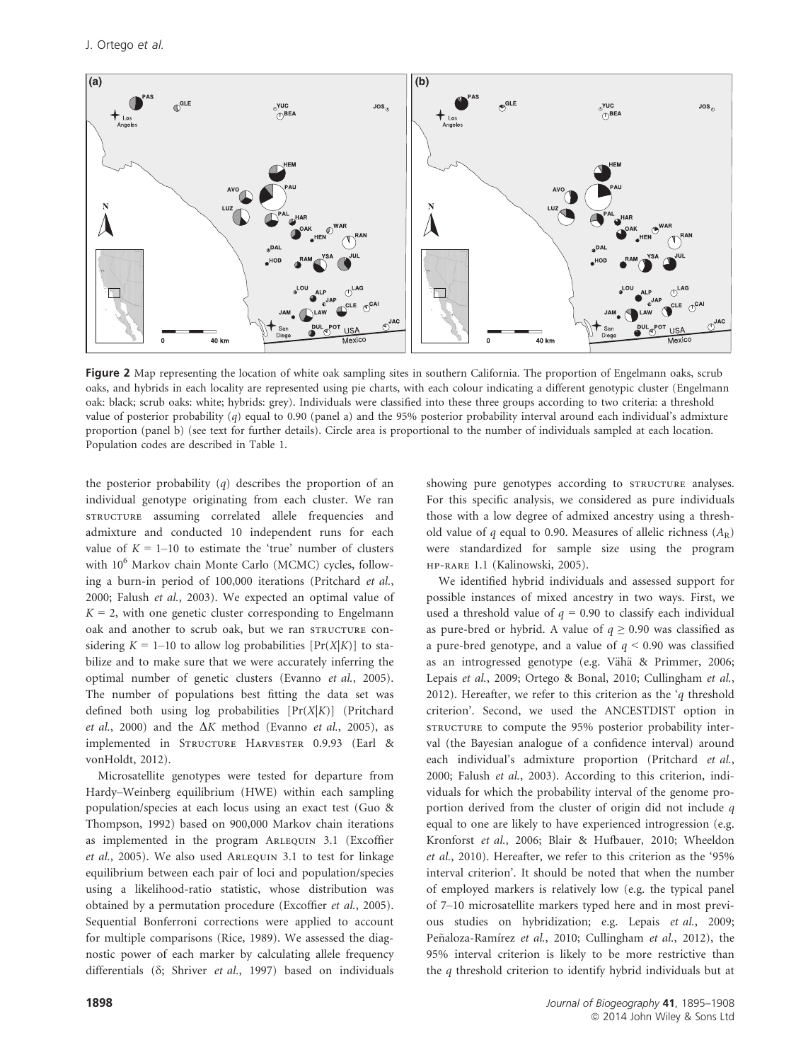**Figure 2** Map representing the location of white oak sampling sites in southern California. The proportion of Engelmann oaks, scrub oaks, and hybrids in each locality are represented using pie charts, with each colour indicating a different genotypic cluster (Engelmann oak: black; scrub oaks: white; hybrids: grey). Individuals were classified into these three groups according to two criteria: a threshold value of posterior probability ($q$) equal to 0.90 (panel a) and the 95% posterior probability interval around each individual's admixture proportion (panel b) (see text for further details). Circle area is proportional to the number of individuals sampled at each location. Population codes are described in Table 1.

the posterior probability ($q$) describes the proportion of an individual genotype originating from each cluster. We ran STRUCTURE assuming correlated allele frequencies and admixture and conducted 10 independent runs for each value of $K = 1$–10 to estimate the 'true' number of clusters with $10^6$ Markov chain Monte Carlo (MCMC) cycles, following a burn-in period of 100,000 iterations (Pritchard *et al.*, 2000; Falush *et al.*, 2003). We expected an optimal value of $K = 2$, with one genetic cluster corresponding to Engelmann oak and another to scrub oak, but we ran STRUCTURE considering $K = 1$–10 to allow log probabilities $[\Pr(X|K)]$ to stabilize and to make sure that we were accurately inferring the optimal number of genetic clusters (Evanno *et al.*, 2005). The number of populations best fitting the data set was defined both using log probabilities $[\Pr(X|K)]$ (Pritchard *et al.*, 2000) and the $\Delta K$ method (Evanno *et al.*, 2005), as implemented in STRUCTURE HARVESTER 0.9.93 (Earl & vonHoldt, 2012).

Microsatellite genotypes were tested for departure from Hardy–Weinberg equilibrium (HWE) within each sampling population/species at each locus using an exact test (Guo & Thompson, 1992) based on 900,000 Markov chain iterations as implemented in the program ARLEQUIN 3.1 (Excoffier *et al.*, 2005). We also used ARLEQUIN 3.1 to test for linkage equilibrium between each pair of loci and population/species using a likelihood-ratio statistic, whose distribution was obtained by a permutation procedure (Excoffier *et al.*, 2005). Sequential Bonferroni corrections were applied to account for multiple comparisons (Rice, 1989). We assessed the diagnostic power of each marker by calculating allele frequency differentials (δ; Shriver *et al.*, 1997) based on individuals showing pure genotypes according to STRUCTURE analyses. For this specific analysis, we considered as pure individuals those with a low degree of admixed ancestry using a threshold value of $q$ equal to 0.90. Measures of allelic richness ($A_R$) were standardized for sample size using the program HP-RARE 1.1 (Kalinowski, 2005).

We identified hybrid individuals and assessed support for possible instances of mixed ancestry in two ways. First, we used a threshold value of $q = 0.90$ to classify each individual as pure-bred or hybrid. A value of $q \geq 0.90$ was classified as a pure-bred genotype, and a value of $q < 0.90$ was classified as an introgressed genotype (e.g. Vähä & Primmer, 2006; Lepais *et al.*, 2009; Ortego & Bonal, 2010; Cullingham *et al.*, 2012). Hereafter, we refer to this criterion as the '$q$ threshold criterion'. Second, we used the ANCESTDIST option in STRUCTURE to compute the 95% posterior probability interval (the Bayesian analogue of a confidence interval) around each individual's admixture proportion (Pritchard *et al.*, 2000; Falush *et al.*, 2003). According to this criterion, individuals for which the probability interval of the genome proportion derived from the cluster of origin did not include $q$ equal to one are likely to have experienced introgression (e.g. Kronforst *et al.*, 2006; Blair & Hufbauer, 2010; Wheeldon *et al.*, 2010). Hereafter, we refer to this criterion as the '95% interval criterion'. It should be noted that when the number of employed markers is relatively low (e.g. the typical panel of 7–10 microsatellite markers typed here and in most previous studies on hybridization; e.g. Lepais *et al.*, 2009; Peñaloza-Ramírez *et al.*, 2010; Cullingham *et al.*, 2012), the 95% interval criterion is likely to be more restrictive than the $q$ threshold criterion to identify hybrid individuals but at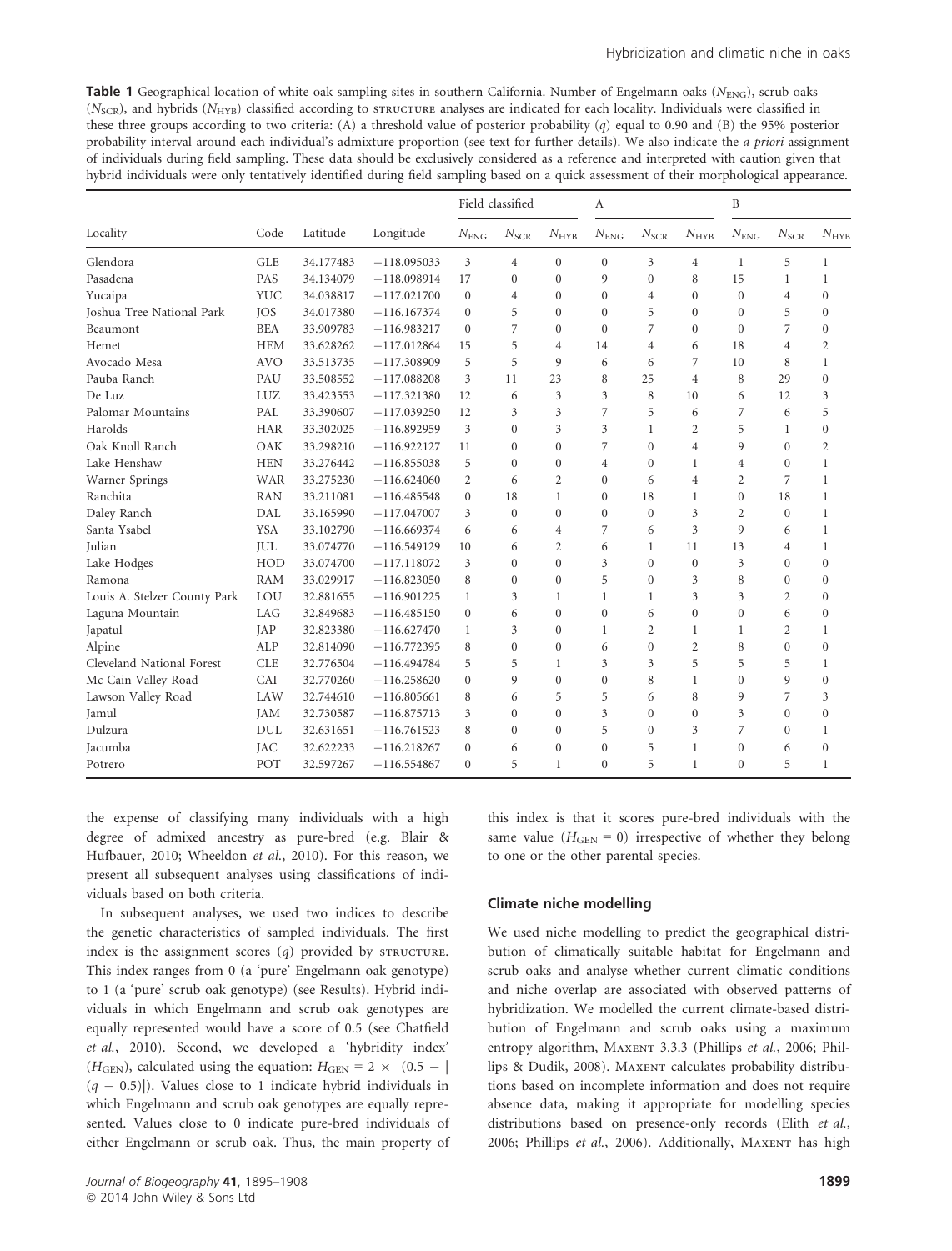**Table 1** Geographical location of white oak sampling sites in southern California. Number of Engelmann oaks ($N_{ENG}$), scrub oaks ($N_{SCR}$), and hybrids ($N_{HYB}$) classified according to STRUCTURE analyses are indicated for each locality. Individuals were classified in these three groups according to two criteria: (A) a threshold value of posterior probability ($q$) equal to 0.90 and (B) the 95% posterior probability interval around each individual's admixture proportion (see text for further details). We also indicate the *a priori* assignment of individuals during field sampling. These data should be exclusively considered as a reference and interpreted with caution given that hybrid individuals were only tentatively identified during field sampling based on a quick assessment of their morphological appearance.

| Locality | Code | Latitude | Longitude | Field classified | | | A | | | B | | |
|---|---|---|---|---|---|---|---|---|---|---|---|---|
| | | | | $N_{ENG}$ | $N_{SCR}$ | $N_{HYB}$ | $N_{ENG}$ | $N_{SCR}$ | $N_{HYB}$ | $N_{ENG}$ | $N_{SCR}$ | $N_{HYB}$ |
| Glendora | GLE | 34.177483 | −118.095033 | 3 | 4 | 0 | 0 | 3 | 4 | 1 | 5 | 1 |
| Pasadena | PAS | 34.134079 | −118.098914 | 17 | 0 | 0 | 9 | 0 | 8 | 15 | 1 | 1 |
| Yucaipa | YUC | 34.038817 | −117.021700 | 0 | 4 | 0 | 0 | 4 | 0 | 0 | 4 | 0 |
| Joshua Tree National Park | JOS | 34.017380 | −116.167374 | 0 | 5 | 0 | 0 | 5 | 0 | 0 | 5 | 0 |
| Beaumont | BEA | 33.909783 | −116.983217 | 0 | 7 | 0 | 0 | 7 | 0 | 0 | 7 | 0 |
| Hemet | HEM | 33.628262 | −117.012864 | 15 | 5 | 4 | 14 | 4 | 6 | 18 | 4 | 2 |
| Avocado Mesa | AVO | 33.513735 | −117.308909 | 5 | 5 | 9 | 6 | 6 | 7 | 10 | 8 | 1 |
| Pauba Ranch | PAU | 33.508552 | −117.088208 | 3 | 11 | 23 | 8 | 25 | 4 | 8 | 29 | 0 |
| De Luz | LUZ | 33.423553 | −117.321380 | 12 | 6 | 3 | 3 | 8 | 10 | 6 | 12 | 3 |
| Palomar Mountains | PAL | 33.390607 | −117.039250 | 12 | 3 | 3 | 7 | 5 | 6 | 7 | 6 | 5 |
| Harolds | HAR | 33.302025 | −116.892959 | 3 | 0 | 3 | 3 | 1 | 2 | 5 | 1 | 0 |
| Oak Knoll Ranch | OAK | 33.298210 | −116.922127 | 11 | 0 | 0 | 7 | 0 | 4 | 9 | 0 | 2 |
| Lake Henshaw | HEN | 33.276442 | −116.855038 | 5 | 0 | 0 | 4 | 0 | 1 | 4 | 0 | 1 |
| Warner Springs | WAR | 33.275230 | −116.624060 | 2 | 6 | 2 | 0 | 6 | 4 | 2 | 7 | 1 |
| Ranchita | RAN | 33.211081 | −116.485548 | 0 | 18 | 1 | 0 | 18 | 1 | 0 | 18 | 1 |
| Daley Ranch | DAL | 33.165990 | −117.047007 | 3 | 0 | 0 | 0 | 0 | 3 | 2 | 0 | 1 |
| Santa Ysabel | YSA | 33.102790 | −116.669374 | 6 | 6 | 4 | 7 | 6 | 3 | 9 | 6 | 1 |
| Julian | JUL | 33.074770 | −116.549129 | 10 | 6 | 2 | 6 | 1 | 11 | 13 | 4 | 1 |
| Lake Hodges | HOD | 33.074700 | −117.118072 | 3 | 0 | 0 | 3 | 0 | 0 | 3 | 0 | 0 |
| Ramona | RAM | 33.029917 | −116.823050 | 8 | 0 | 0 | 5 | 0 | 3 | 8 | 0 | 0 |
| Louis A. Stelzer County Park | LOU | 32.881655 | −116.901225 | 1 | 3 | 1 | 1 | 1 | 3 | 3 | 2 | 0 |
| Laguna Mountain | LAG | 32.849683 | −116.485150 | 0 | 6 | 0 | 0 | 6 | 0 | 0 | 6 | 0 |
| Japatul | JAP | 32.823380 | −116.627470 | 1 | 3 | 0 | 1 | 2 | 1 | 1 | 2 | 1 |
| Alpine | ALP | 32.814090 | −116.772395 | 8 | 0 | 0 | 6 | 0 | 2 | 8 | 0 | 0 |
| Cleveland National Forest | CLE | 32.776504 | −116.494784 | 5 | 5 | 1 | 3 | 3 | 5 | 5 | 5 | 1 |
| Mc Cain Valley Road | CAI | 32.770260 | −116.258620 | 0 | 9 | 0 | 0 | 8 | 1 | 0 | 9 | 0 |
| Lawson Valley Road | LAW | 32.744610 | −116.805661 | 8 | 6 | 5 | 5 | 6 | 8 | 9 | 7 | 3 |
| Jamul | JAM | 32.730587 | −116.875713 | 3 | 0 | 0 | 3 | 0 | 0 | 3 | 0 | 0 |
| Dulzura | DUL | 32.631651 | −116.761523 | 8 | 0 | 0 | 5 | 0 | 3 | 7 | 0 | 1 |
| Jacumba | JAC | 32.622233 | −116.218267 | 0 | 6 | 0 | 0 | 5 | 1 | 0 | 6 | 0 |
| Potrero | POT | 32.597267 | −116.554867 | 0 | 5 | 1 | 0 | 5 | 1 | 0 | 5 | 1 |

the expense of classifying many individuals with a high degree of admixed ancestry as pure-bred (e.g. Blair & Hufbauer, 2010; Wheeldon *et al.*, 2010). For this reason, we present all subsequent analyses using classifications of individuals based on both criteria.

In subsequent analyses, we used two indices to describe the genetic characteristics of sampled individuals. The first index is the assignment scores ($q$) provided by STRUCTURE. This index ranges from 0 (a 'pure' Engelmann oak genotype) to 1 (a 'pure' scrub oak genotype) (see Results). Hybrid individuals in which Engelmann and scrub oak genotypes are equally represented would have a score of 0.5 (see Chatfield *et al.*, 2010). Second, we developed a 'hybridity index' ($H_{GEN}$), calculated using the equation: $H_{GEN} = 2 \times (0.5 - |(q - 0.5)|)$. Values close to 1 indicate hybrid individuals in which Engelmann and scrub oak genotypes are equally represented. Values close to 0 indicate pure-bred individuals of either Engelmann or scrub oak. Thus, the main property of this index is that it scores pure-bred individuals with the same value ($H_{GEN} = 0$) irrespective of whether they belong to one or the other parental species.

### Climate niche modelling

We used niche modelling to predict the geographical distribution of climatically suitable habitat for Engelmann and scrub oaks and analyse whether current climatic conditions and niche overlap are associated with observed patterns of hybridization. We modelled the current climate-based distribution of Engelmann and scrub oaks using a maximum entropy algorithm, MAXENT 3.3.3 (Phillips *et al.*, 2006; Phillips & Dudik, 2008). MAXENT calculates probability distributions based on incomplete information and does not require absence data, making it appropriate for modelling species distributions based on presence-only records (Elith *et al.*, 2006; Phillips *et al.*, 2006). Additionally, MAXENT has high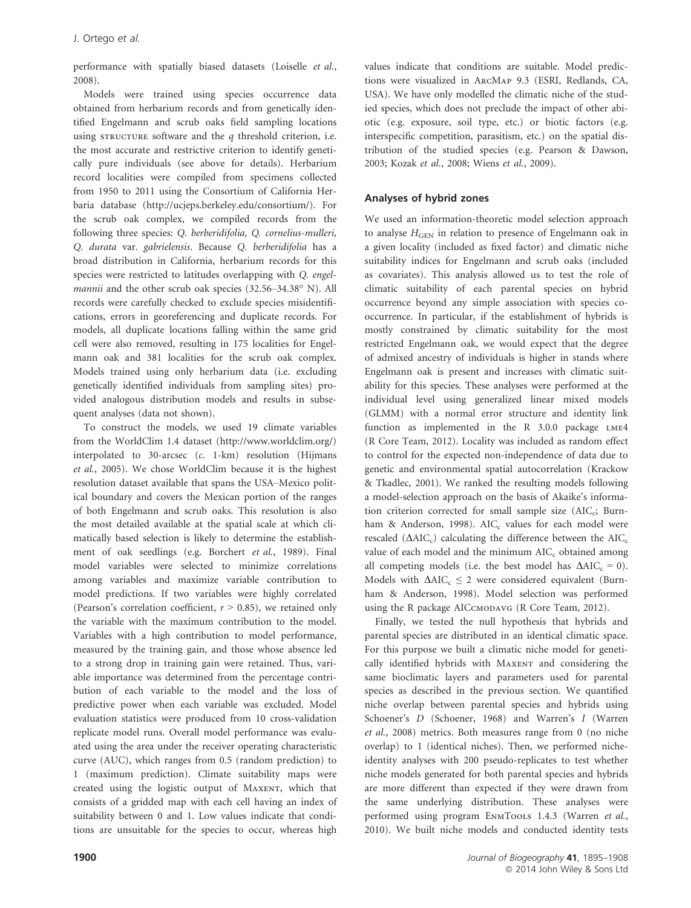performance with spatially biased datasets (Loiselle *et al.*, 2008).

Models were trained using species occurrence data obtained from herbarium records and from genetically identified Engelmann and scrub oaks field sampling locations using STRUCTURE software and the $q$ threshold criterion, i.e. the most accurate and restrictive criterion to identify genetically pure individuals (see above for details). Herbarium record localities were compiled from specimens collected from 1950 to 2011 using the Consortium of California Herbaria database (http://ucjeps.berkeley.edu/consortium/). For the scrub oak complex, we compiled records from the following three species: *Q. berberidifolia, Q. cornelius-mulleri, Q. durata* var. *gabrielensis*. Because *Q. berberidifolia* has a broad distribution in California, herbarium records for this species were restricted to latitudes overlapping with *Q. engelmannii* and the other scrub oak species (32.56–34.38° N). All records were carefully checked to exclude species misidentifications, errors in georeferencing and duplicate records. For models, all duplicate locations falling within the same grid cell were also removed, resulting in 175 localities for Engelmann oak and 381 localities for the scrub oak complex. Models trained using only herbarium data (i.e. excluding genetically identified individuals from sampling sites) provided analogous distribution models and results in subsequent analyses (data not shown).

To construct the models, we used 19 climate variables from the WorldClim 1.4 dataset (http://www.worldclim.org/) interpolated to 30-arcsec (*c.* 1-km) resolution (Hijmans *et al.*, 2005). We chose WorldClim because it is the highest resolution dataset available that spans the USA–Mexico political boundary and covers the Mexican portion of the ranges of both Engelmann and scrub oaks. This resolution is also the most detailed available at the spatial scale at which climatically based selection is likely to determine the establishment of oak seedlings (e.g. Borchert *et al.*, 1989). Final model variables were selected to minimize correlations among variables and maximize variable contribution to model predictions. If two variables were highly correlated (Pearson's correlation coefficient, $r > 0.85$), we retained only the variable with the maximum contribution to the model. Variables with a high contribution to model performance, measured by the training gain, and those whose absence led to a strong drop in training gain were retained. Thus, variable importance was determined from the percentage contribution of each variable to the model and the loss of predictive power when each variable was excluded. Model evaluation statistics were produced from 10 cross-validation replicate model runs. Overall model performance was evaluated using the area under the receiver operating characteristic curve (AUC), which ranges from 0.5 (random prediction) to 1 (maximum prediction). Climate suitability maps were created using the logistic output of MAXENT, which that consists of a gridded map with each cell having an index of suitability between 0 and 1. Low values indicate that conditions are unsuitable for the species to occur, whereas high values indicate that conditions are suitable. Model predictions were visualized in ARCMAP 9.3 (ESRI, Redlands, CA, USA). We have only modelled the climatic niche of the studied species, which does not preclude the impact of other abiotic (e.g. exposure, soil type, etc.) or biotic factors (e.g. interspecific competition, parasitism, etc.) on the spatial distribution of the studied species (e.g. Pearson & Dawson, 2003; Kozak *et al.*, 2008; Wiens *et al.*, 2009).

### Analyses of hybrid zones

We used an information-theoretic model selection approach to analyse $H_{GEN}$ in relation to presence of Engelmann oak in a given locality (included as fixed factor) and climatic niche suitability indices for Engelmann and scrub oaks (included as covariates). This analysis allowed us to test the role of climatic suitability of each parental species on hybrid occurrence beyond any simple association with species co-occurrence. In particular, if the establishment of hybrids is mostly constrained by climatic suitability for the most restricted Engelmann oak, we would expect that the degree of admixed ancestry of individuals is higher in stands where Engelmann oak is present and increases with climatic suitability for this species. These analyses were performed at the individual level using generalized linear mixed models (GLMM) with a normal error structure and identity link function as implemented in the R 3.0.0 package LME4 (R Core Team, 2012). Locality was included as random effect to control for the expected non-independence of data due to genetic and environmental spatial autocorrelation (Krackow & Tkadlec, 2001). We ranked the resulting models following a model-selection approach on the basis of Akaike's information criterion corrected for small sample size ($AIC_c$; Burnham & Anderson, 1998). $AIC_c$ values for each model were rescaled ($\Delta AIC_c$) calculating the difference between the $AIC_c$ value of each model and the minimum $AIC_c$ obtained among all competing models (i.e. the best model has $\Delta AIC_c = 0$). Models with $\Delta AIC_c \leq 2$ were considered equivalent (Burnham & Anderson, 1998). Model selection was performed using the R package AICCMODAVG (R Core Team, 2012).

Finally, we tested the null hypothesis that hybrids and parental species are distributed in an identical climatic space. For this purpose we built a climatic niche model for genetically identified hybrids with MAXENT and considering the same bioclimatic layers and parameters used for parental species as described in the previous section. We quantified niche overlap between parental species and hybrids using Schoener's $D$ (Schoener, 1968) and Warren's $I$ (Warren *et al.*, 2008) metrics. Both measures range from 0 (no niche overlap) to 1 (identical niches). Then, we performed niche-identity analyses with 200 pseudo-replicates to test whether niche models generated for both parental species and hybrids are more different than expected if they were drawn from the same underlying distribution. These analyses were performed using program ENMTOOLS 1.4.3 (Warren *et al.*, 2010). We built niche models and conducted identity tests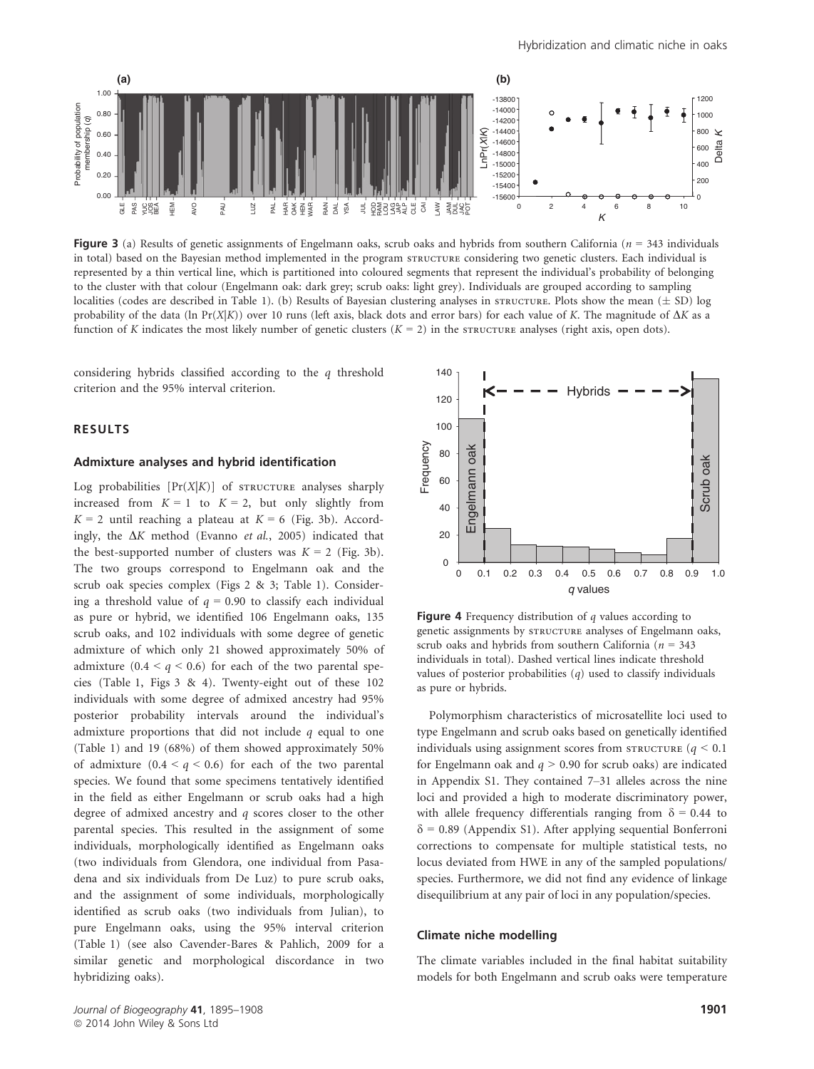(a)

1.00
0.80
0.60
0.40
0.20
0.00

Probability of population membership (q)

GLE PAS YUC JOS BEA HEM AVO PAU LUZ PAL HAR OAK HEN WAR RAN DAL YSA JUL HOD RAM LOU LAG JAP ALP CLE CAI LAW JAM DUL JAC POT

(b)

-13800
-14000
-14200
-14400
-14600
-14800
-15000
-15200
-15400
-15600

LnPr(X|K)

1200
1000
800
600
400
200
0

Delta K

0 2 4 6 8 10

K

**Figure 3** (a) Results of genetic assignments of Engelmann oaks, scrub oaks and hybrids from southern California ($n = 343$ individuals in total) based on the Bayesian method implemented in the program STRUCTURE considering two genetic clusters. Each individual is represented by a thin vertical line, which is partitioned into coloured segments that represent the individual's probability of belonging to the cluster with that colour (Engelmann oak: dark grey; scrub oaks: light grey). Individuals are grouped according to sampling localities (codes are described in Table 1). (b) Results of Bayesian clustering analyses in STRUCTURE. Plots show the mean (± SD) log probability of the data (ln $\Pr(X|K)$) over 10 runs (left axis, black dots and error bars) for each value of $K$. The magnitude of $\Delta K$ as a function of $K$ indicates the most likely number of genetic clusters ($K = 2$) in the STRUCTURE analyses (right axis, open dots).

considering hybrids classified according to the $q$ threshold criterion and the 95% interval criterion.

## RESULTS

### Admixture analyses and hybrid identification

Log probabilities [$\Pr(X|K)$] of STRUCTURE analyses sharply increased from $K = 1$ to $K = 2$, but only slightly from $K = 2$ until reaching a plateau at $K = 6$ (Fig. 3b). Accordingly, the $\Delta K$ method (Evanno *et al.*, 2005) indicated that the best-supported number of clusters was $K = 2$ (Fig. 3b). The two groups correspond to Engelmann oak and the scrub oak species complex (Figs 2 & 3; Table 1). Considering a threshold value of $q = 0.90$ to classify each individual as pure or hybrid, we identified 106 Engelmann oaks, 135 scrub oaks, and 102 individuals with some degree of genetic admixture of which only 21 showed approximately 50% of admixture ($0.4 < q < 0.6$) for each of the two parental species (Table 1, Figs 3 & 4). Twenty-eight out of these 102 individuals with some degree of admixed ancestry had 95% posterior probability intervals around the individual's admixture proportions that did not include $q$ equal to one (Table 1) and 19 (68%) of them showed approximately 50% of admixture ($0.4 < q < 0.6$) for each of the two parental species. We found that some specimens tentatively identified in the field as either Engelmann or scrub oaks had a high degree of admixed ancestry and $q$ scores closer to the other parental species. This resulted in the assignment of some individuals, morphologically identified as Engelmann oaks (two individuals from Glendora, one individual from Pasadena and six individuals from De Luz) to pure scrub oaks, and the assignment of some individuals, morphologically identified as scrub oaks (two individuals from Julian), to pure Engelmann oaks, using the 95% interval criterion (Table 1) (see also Cavender-Bares & Pahlich, 2009 for a similar genetic and morphological discordance in two hybridizing oaks).

140
120
100
80
60
40
20
0

Frequency

Hybrids

Engelmann oak

Scrub oak

0 0.1 0.2 0.3 0.4 0.5 0.6 0.7 0.8 0.9 1.0

q values

**Figure 4** Frequency distribution of $q$ values according to genetic assignments by STRUCTURE analyses of Engelmann oaks, scrub oaks and hybrids from southern California ($n = 343$ individuals in total). Dashed vertical lines indicate threshold values of posterior probabilities ($q$) used to classify individuals as pure or hybrids.

Polymorphism characteristics of microsatellite loci used to type Engelmann and scrub oaks based on genetically identified individuals using assignment scores from STRUCTURE ($q < 0.1$ for Engelmann oak and $q > 0.90$ for scrub oaks) are indicated in Appendix S1. They contained 7–31 alleles across the nine loci and provided a high to moderate discriminatory power, with allele frequency differentials ranging from $\delta = 0.44$ to $\delta = 0.89$ (Appendix S1). After applying sequential Bonferroni corrections to compensate for multiple statistical tests, no locus deviated from HWE in any of the sampled populations/species. Furthermore, we did not find any evidence of linkage disequilibrium at any pair of loci in any population/species.

### Climate niche modelling

The climate variables included in the final habitat suitability models for both Engelmann and scrub oaks were temperature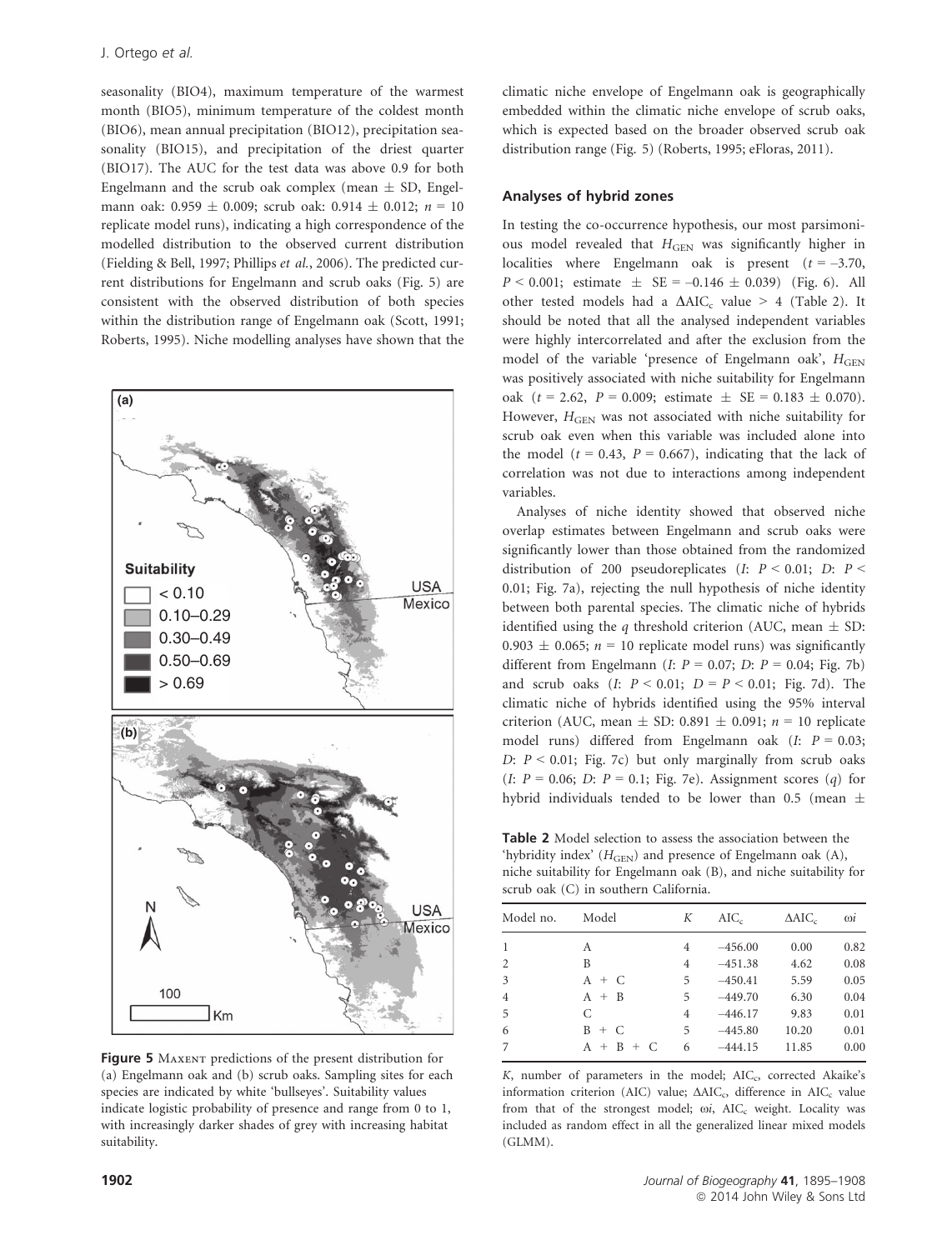seasonality (BIO4), maximum temperature of the warmest month (BIO5), minimum temperature of the coldest month (BIO6), mean annual precipitation (BIO12), precipitation seasonality (BIO15), and precipitation of the driest quarter (BIO17). The AUC for the test data was above 0.9 for both Engelmann and the scrub oak complex (mean ± SD, Engelmann oak: 0.959 ± 0.009; scrub oak: 0.914 ± 0.012; $n = 10$ replicate model runs), indicating a high correspondence of the modelled distribution to the observed current distribution (Fielding & Bell, 1997; Phillips *et al.*, 2006). The predicted current distributions for Engelmann and scrub oaks (Fig. 5) are consistent with the observed distribution of both species within the distribution range of Engelmann oak (Scott, 1991; Roberts, 1995). Niche modelling analyses have shown that the climatic niche envelope of Engelmann oak is geographically embedded within the climatic niche envelope of scrub oaks, which is expected based on the broader observed scrub oak distribution range (Fig. 5) (Roberts, 1995; eFloras, 2011).

(a)

Suitability
< 0.10
0.10–0.29
0.30–0.49
0.50–0.69
> 0.69

USA
Mexico

(b)

N

USA
Mexico

100
Km

**Figure 5** Maxent predictions of the present distribution for (a) Engelmann oak and (b) scrub oaks. Sampling sites for each species are indicated by white 'bullseyes'. Suitability values indicate logistic probability of presence and range from 0 to 1, with increasingly darker shades of grey with increasing habitat suitability.

### Analyses of hybrid zones

In testing the co-occurrence hypothesis, our most parsimonious model revealed that $H_{GEN}$ was significantly higher in localities where Engelmann oak is present ($t = -3.70$, $P < 0.001$; estimate ± SE = $-0.146 \pm 0.039$) (Fig. 6). All other tested models had a $\Delta AIC_c$ value > 4 (Table 2). It should be noted that all the analysed independent variables were highly intercorrelated and after the exclusion from the model of the variable 'presence of Engelmann oak', $H_{GEN}$ was positively associated with niche suitability for Engelmann oak ($t = 2.62$, $P = 0.009$; estimate ± SE = $0.183 \pm 0.070$). However, $H_{GEN}$ was not associated with niche suitability for scrub oak even when this variable was included alone into the model ($t = 0.43$, $P = 0.667$), indicating that the lack of correlation was not due to interactions among independent variables.

Analyses of niche identity showed that observed niche overlap estimates between Engelmann and scrub oaks were significantly lower than those obtained from the randomized distribution of 200 pseudoreplicates ($I$: $P < 0.01$; $D$: $P < 0.01$; Fig. 7a), rejecting the null hypothesis of niche identity between both parental species. The climatic niche of hybrids identified using the $q$ threshold criterion (AUC, mean ± SD: 0.903 ± 0.065; $n = 10$ replicate model runs) was significantly different from Engelmann ($I$: $P = 0.07$; $D$: $P = 0.04$; Fig. 7b) and scrub oaks ($I$: $P < 0.01$; $D = P < 0.01$; Fig. 7d). The climatic niche of hybrids identified using the 95% interval criterion (AUC, mean ± SD: 0.891 ± 0.091; $n = 10$ replicate model runs) differed from Engelmann oak ($I$: $P = 0.03$; $D$: $P < 0.01$; Fig. 7c) but only marginally from scrub oaks ($I$: $P = 0.06$; $D$: $P = 0.1$; Fig. 7e). Assignment scores ($q$) for hybrid individuals tended to be lower than 0.5 (mean ±

**Table 2** Model selection to assess the association between the 'hybridity index' ($H_{GEN}$) and presence of Engelmann oak (A), niche suitability for Engelmann oak (B), and niche suitability for scrub oak (C) in southern California.

| Model no. | Model | $K$ | $AIC_c$ | $\Delta AIC_c$ | $\omega i$ |
|---|---|---|---|---|---|
| 1 | A | 4 | −456.00 | 0.00 | 0.82 |
| 2 | B | 4 | −451.38 | 4.62 | 0.08 |
| 3 | A + C | 5 | −450.41 | 5.59 | 0.05 |
| 4 | A + B | 5 | −449.70 | 6.30 | 0.04 |
| 5 | C | 4 | −446.17 | 9.83 | 0.01 |
| 6 | B + C | 5 | −445.80 | 10.20 | 0.01 |
| 7 | A + B + C | 6 | −444.15 | 11.85 | 0.00 |

$K$, number of parameters in the model; $AIC_c$, corrected Akaike's information criterion (AIC) value; $\Delta AIC_c$, difference in $AIC_c$ value from that of the strongest model; $\omega i$, $AIC_c$ weight. Locality was included as random effect in all the generalized linear mixed models (GLMM).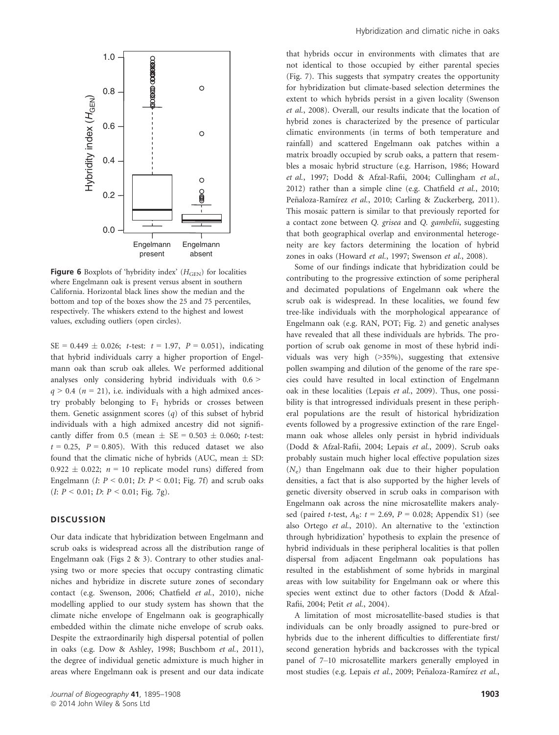1.0

0.8

0.6

0.4

0.2

0.0

Hybridity index ($H_{GEN}$)

Engelmann present

Engelmann absent

**Figure 6** Boxplots of 'hybridity index' ($H_{GEN}$) for localities where Engelmann oak is present versus absent in southern California. Horizontal black lines show the median and the bottom and top of the boxes show the 25 and 75 percentiles, respectively. The whiskers extend to the highest and lowest values, excluding outliers (open circles).

SE = 0.449 ± 0.026; *t*-test: $t = 1.97$, $P = 0.051$), indicating that hybrid individuals carry a higher proportion of Engelmann oak than scrub oak alleles. We performed additional analyses only considering hybrid individuals with $0.6 > q > 0.4$ ($n = 21$), i.e. individuals with a high admixed ancestry probably belonging to $F_1$ hybrids or crosses between them. Genetic assignment scores ($q$) of this subset of hybrid individuals with a high admixed ancestry did not significantly differ from 0.5 (mean ± SE = 0.503 ± 0.060; *t*-test: $t = 0.25$, $P = 0.805$). With this reduced dataset we also found that the climatic niche of hybrids (AUC, mean ± SD: 0.922 ± 0.022; $n = 10$ replicate model runs) differed from Engelmann ($I$: $P < 0.01$; $D$: $P < 0.01$; Fig. 7f) and scrub oaks ($I$: $P < 0.01$; $D$: $P < 0.01$; Fig. 7g).

## DISCUSSION

Our data indicate that hybridization between Engelmann and scrub oaks is widespread across all the distribution range of Engelmann oak (Figs 2 & 3). Contrary to other studies analysing two or more species that occupy contrasting climatic niches and hybridize in discrete suture zones of secondary contact (e.g. Swenson, 2006; Chatfield *et al.*, 2010), niche modelling applied to our study system has shown that the climate niche envelope of Engelmann oak is geographically embedded within the climate niche envelope of scrub oaks. Despite the extraordinarily high dispersal potential of pollen in oaks (e.g. Dow & Ashley, 1998; Buschbom *et al.*, 2011), the degree of individual genetic admixture is much higher in areas where Engelmann oak is present and our data indicate that hybrids occur in environments with climates that are not identical to those occupied by either parental species (Fig. 7). This suggests that sympatry creates the opportunity for hybridization but climate-based selection determines the extent to which hybrids persist in a given locality (Swenson *et al.*, 2008). Overall, our results indicate that the location of hybrid zones is characterized by the presence of particular climatic environments (in terms of both temperature and rainfall) and scattered Engelmann oak patches within a matrix broadly occupied by scrub oaks, a pattern that resembles a mosaic hybrid structure (e.g. Harrison, 1986; Howard *et al.*, 1997; Dodd & Afzal-Rafii, 2004; Cullingham *et al.*, 2012) rather than a simple cline (e.g. Chatfield *et al.*, 2010; Peñaloza-Ramírez *et al.*, 2010; Carling & Zuckerberg, 2011). This mosaic pattern is similar to that previously reported for a contact zone between *Q. grisea* and *Q. gambelii*, suggesting that both geographical overlap and environmental heterogeneity are key factors determining the location of hybrid zones in oaks (Howard *et al.*, 1997; Swenson *et al.*, 2008).

Some of our findings indicate that hybridization could be contributing to the progressive extinction of some peripheral and decimated populations of Engelmann oak where the scrub oak is widespread. In these localities, we found few tree-like individuals with the morphological appearance of Engelmann oak (e.g. RAN, POT; Fig. 2) and genetic analyses have revealed that all these individuals are hybrids. The proportion of scrub oak genome in most of these hybrid individuals was very high (>35%), suggesting that extensive pollen swamping and dilution of the genome of the rare species could have resulted in local extinction of Engelmann oak in these localities (Lepais *et al.*, 2009). Thus, one possibility is that introgressed individuals present in these peripheral populations are the result of historical hybridization events followed by a progressive extinction of the rare Engelmann oak whose alleles only persist in hybrid individuals (Dodd & Afzal-Rafii, 2004; Lepais *et al.*, 2009). Scrub oaks probably sustain much higher local effective population sizes ($N_e$) than Engelmann oak due to their higher population densities, a fact that is also supported by the higher levels of genetic diversity observed in scrub oaks in comparison with Engelmann oak across the nine microsatellite makers analysed (paired *t*-test, $A_R$: $t = 2.69$, $P = 0.028$; Appendix S1) (see also Ortego *et al.*, 2010). An alternative to the 'extinction through hybridization' hypothesis to explain the presence of hybrid individuals in these peripheral localities is that pollen dispersal from adjacent Engelmann oak populations has resulted in the establishment of some hybrids in marginal areas with low suitability for Engelmann oak or where this species went extinct due to other factors (Dodd & Afzal-Rafii, 2004; Petit *et al.*, 2004).

A limitation of most microsatellite-based studies is that individuals can be only broadly assigned to pure-bred or hybrids due to the inherent difficulties to differentiate first/second generation hybrids and backcrosses with the typical panel of 7–10 microsatellite markers generally employed in most studies (e.g. Lepais *et al.*, 2009; Peñaloza-Ramírez *et al.*,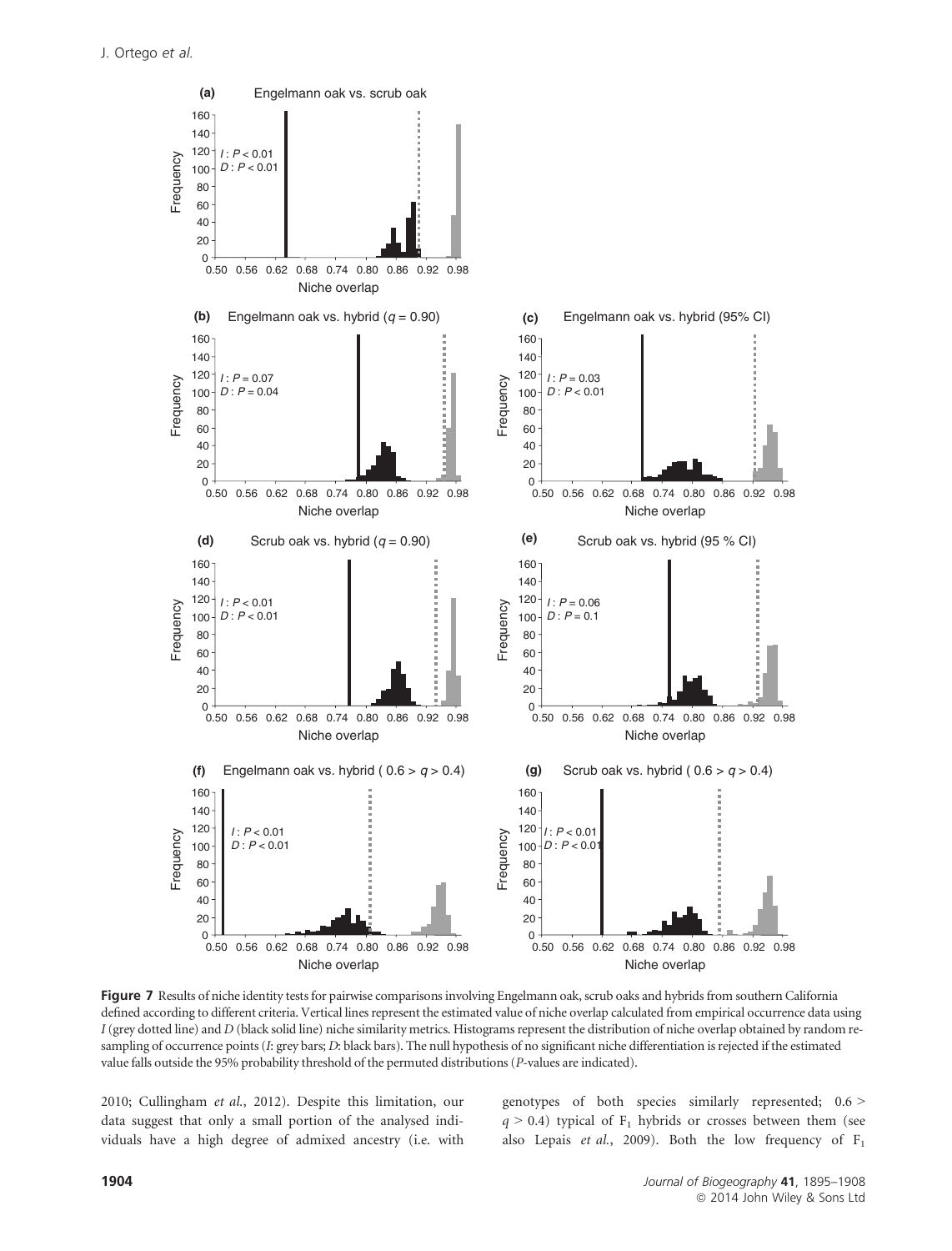(a) Engelmann oak vs. scrub oak

$I$ : $P$ < 0.01
$D$ : $P$ < 0.01

Frequency
Niche overlap

(b) Engelmann oak vs. hybrid ($q$ = 0.90)

$I$ : $P$ = 0.07
$D$ : $P$ = 0.04

(c) Engelmann oak vs. hybrid (95% CI)

$I$ : $P$ = 0.03
$D$ : $P$ < 0.01

(d) Scrub oak vs. hybrid ($q$ = 0.90)

$I$ : $P$ < 0.01
$D$ : $P$ < 0.01

(e) Scrub oak vs. hybrid (95 % CI)

$I$ : $P$ = 0.06
$D$ : $P$ = 0.1

(f) Engelmann oak vs. hybrid ( 0.6 > $q$ > 0.4)

$I$ : $P$ < 0.01
$D$ : $P$ < 0.01

(g) Scrub oak vs. hybrid ( 0.6 > $q$ > 0.4)

$I$ : $P$ < 0.01
$D$ : $P$ < 0.01

**Figure 7** Results of niche identity tests for pairwise comparisons involving Engelmann oak, scrub oaks and hybrids from southern California defined according to different criteria. Vertical lines represent the estimated value of niche overlap calculated from empirical occurrence data using $I$ (grey dotted line) and $D$ (black solid line) niche similarity metrics. Histograms represent the distribution of niche overlap obtained by random re-sampling of occurrence points ($I$: grey bars; $D$: black bars). The null hypothesis of no significant niche differentiation is rejected if the estimated value falls outside the 95% probability threshold of the permuted distributions ($P$-values are indicated).

2010; Cullingham *et al.*, 2012). Despite this limitation, our data suggest that only a small portion of the analysed individuals have a high degree of admixed ancestry (i.e. with genotypes of both species similarly represented; $0.6 > q > 0.4$) typical of $F_1$ hybrids or crosses between them (see also Lepais *et al.*, 2009). Both the low frequency of $F_1$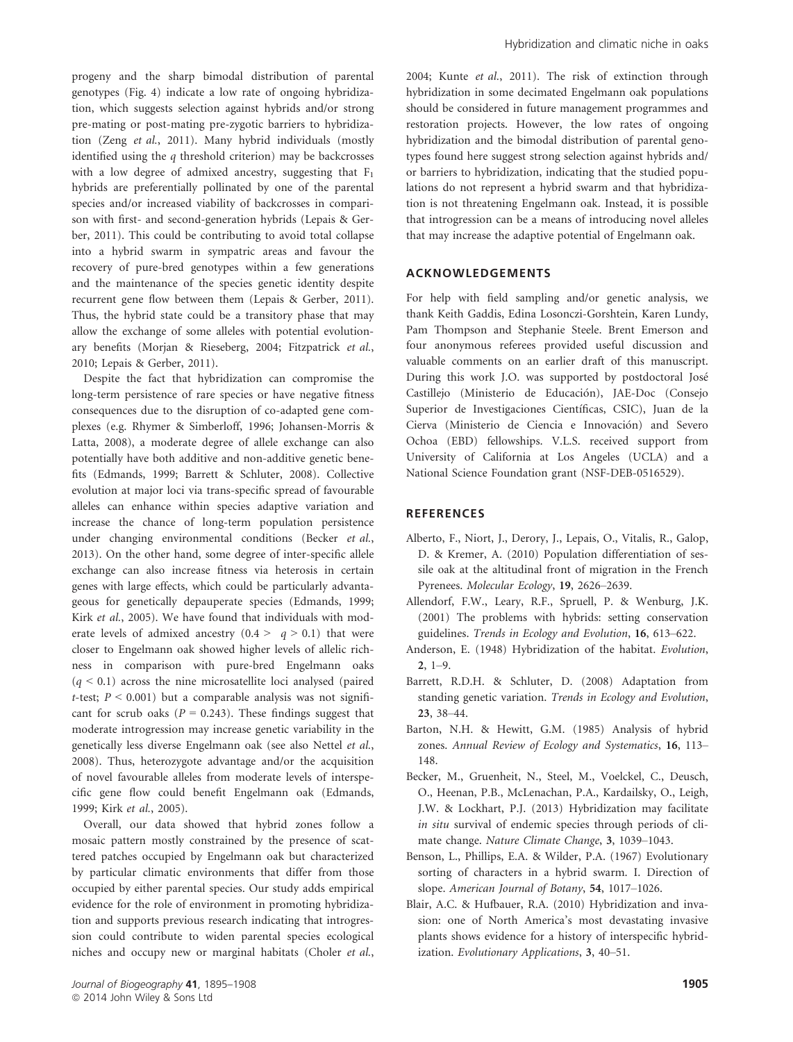progeny and the sharp bimodal distribution of parental genotypes (Fig. 4) indicate a low rate of ongoing hybridization, which suggests selection against hybrids and/or strong pre-mating or post-mating pre-zygotic barriers to hybridization (Zeng *et al.*, 2011). Many hybrid individuals (mostly identified using the $q$ threshold criterion) may be backcrosses with a low degree of admixed ancestry, suggesting that $F_1$ hybrids are preferentially pollinated by one of the parental species and/or increased viability of backcrosses in comparison with first- and second-generation hybrids (Lepais & Gerber, 2011). This could be contributing to avoid total collapse into a hybrid swarm in sympatric areas and favour the recovery of pure-bred genotypes within a few generations and the maintenance of the species genetic identity despite recurrent gene flow between them (Lepais & Gerber, 2011). Thus, the hybrid state could be a transitory phase that may allow the exchange of some alleles with potential evolutionary benefits (Morjan & Rieseberg, 2004; Fitzpatrick *et al.*, 2010; Lepais & Gerber, 2011).

Despite the fact that hybridization can compromise the long-term persistence of rare species or have negative fitness consequences due to the disruption of co-adapted gene complexes (e.g. Rhymer & Simberloff, 1996; Johansen-Morris & Latta, 2008), a moderate degree of allele exchange can also potentially have both additive and non-additive genetic benefits (Edmands, 1999; Barrett & Schluter, 2008). Collective evolution at major loci via trans-specific spread of favourable alleles can enhance within species adaptive variation and increase the chance of long-term population persistence under changing environmental conditions (Becker *et al.*, 2013). On the other hand, some degree of inter-specific allele exchange can also increase fitness via heterosis in certain genes with large effects, which could be particularly advantageous for genetically depauperate species (Edmands, 1999; Kirk *et al.*, 2005). We have found that individuals with moderate levels of admixed ancestry ($0.4 > q > 0.1$) that were closer to Engelmann oak showed higher levels of allelic richness in comparison with pure-bred Engelmann oaks ($q < 0.1$) across the nine microsatellite loci analysed (paired $t$-test; $P < 0.001$) but a comparable analysis was not significant for scrub oaks ($P = 0.243$). These findings suggest that moderate introgression may increase genetic variability in the genetically less diverse Engelmann oak (see also Nettel *et al.*, 2008). Thus, heterozygote advantage and/or the acquisition of novel favourable alleles from moderate levels of interspecific gene flow could benefit Engelmann oak (Edmands, 1999; Kirk *et al.*, 2005).

Overall, our data showed that hybrid zones follow a mosaic pattern mostly constrained by the presence of scattered patches occupied by Engelmann oak but characterized by particular climatic environments that differ from those occupied by either parental species. Our study adds empirical evidence for the role of environment in promoting hybridization and supports previous research indicating that introgression could contribute to widen parental species ecological niches and occupy new or marginal habitats (Choler *et al.*, 2004; Kunte *et al.*, 2011). The risk of extinction through hybridization in some decimated Engelmann oak populations should be considered in future management programmes and restoration projects. However, the low rates of ongoing hybridization and the bimodal distribution of parental genotypes found here suggest strong selection against hybrids and/or barriers to hybridization, indicating that the studied populations do not represent a hybrid swarm and that hybridization is not threatening Engelmann oak. Instead, it is possible that introgression can be a means of introducing novel alleles that may increase the adaptive potential of Engelmann oak.

## ACKNOWLEDGEMENTS

For help with field sampling and/or genetic analysis, we thank Keith Gaddis, Edina Losonczi-Gorshtein, Karen Lundy, Pam Thompson and Stephanie Steele. Brent Emerson and four anonymous referees provided useful discussion and valuable comments on an earlier draft of this manuscript. During this work J.O. was supported by postdoctoral José Castillejo (Ministerio de Educación), JAE-Doc (Consejo Superior de Investigaciones Científicas, CSIC), Juan de la Cierva (Ministerio de Ciencia e Innovación) and Severo Ochoa (EBD) fellowships. V.L.S. received support from University of California at Los Angeles (UCLA) and a National Science Foundation grant (NSF-DEB-0516529).

## REFERENCES

Alberto, F., Niort, J., Derory, J., Lepais, O., Vitalis, R., Galop, D. & Kremer, A. (2010) Population differentiation of sessile oak at the altitudinal front of migration in the French Pyrenees. *Molecular Ecology*, **19**, 2626–2639.

Allendorf, F.W., Leary, R.F., Spruell, P. & Wenburg, J.K. (2001) The problems with hybrids: setting conservation guidelines. *Trends in Ecology and Evolution*, **16**, 613–622.

Anderson, E. (1948) Hybridization of the habitat. *Evolution*, **2**, 1–9.

Barrett, R.D.H. & Schluter, D. (2008) Adaptation from standing genetic variation. *Trends in Ecology and Evolution*, **23**, 38–44.

Barton, N.H. & Hewitt, G.M. (1985) Analysis of hybrid zones. *Annual Review of Ecology and Systematics*, **16**, 113–148.

Becker, M., Gruenheit, N., Steel, M., Voelckel, C., Deusch, O., Heenan, P.B., McLenachan, P.A., Kardailsky, O., Leigh, J.W. & Lockhart, P.J. (2013) Hybridization may facilitate *in situ* survival of endemic species through periods of climate change. *Nature Climate Change*, **3**, 1039–1043.

Benson, L., Phillips, E.A. & Wilder, P.A. (1967) Evolutionary sorting of characters in a hybrid swarm. I. Direction of slope. *American Journal of Botany*, **54**, 1017–1026.

Blair, A.C. & Hufbauer, R.A. (2010) Hybridization and invasion: one of North America's most devastating invasive plants shows evidence for a history of interspecific hybridization. *Evolutionary Applications*, **3**, 40–51.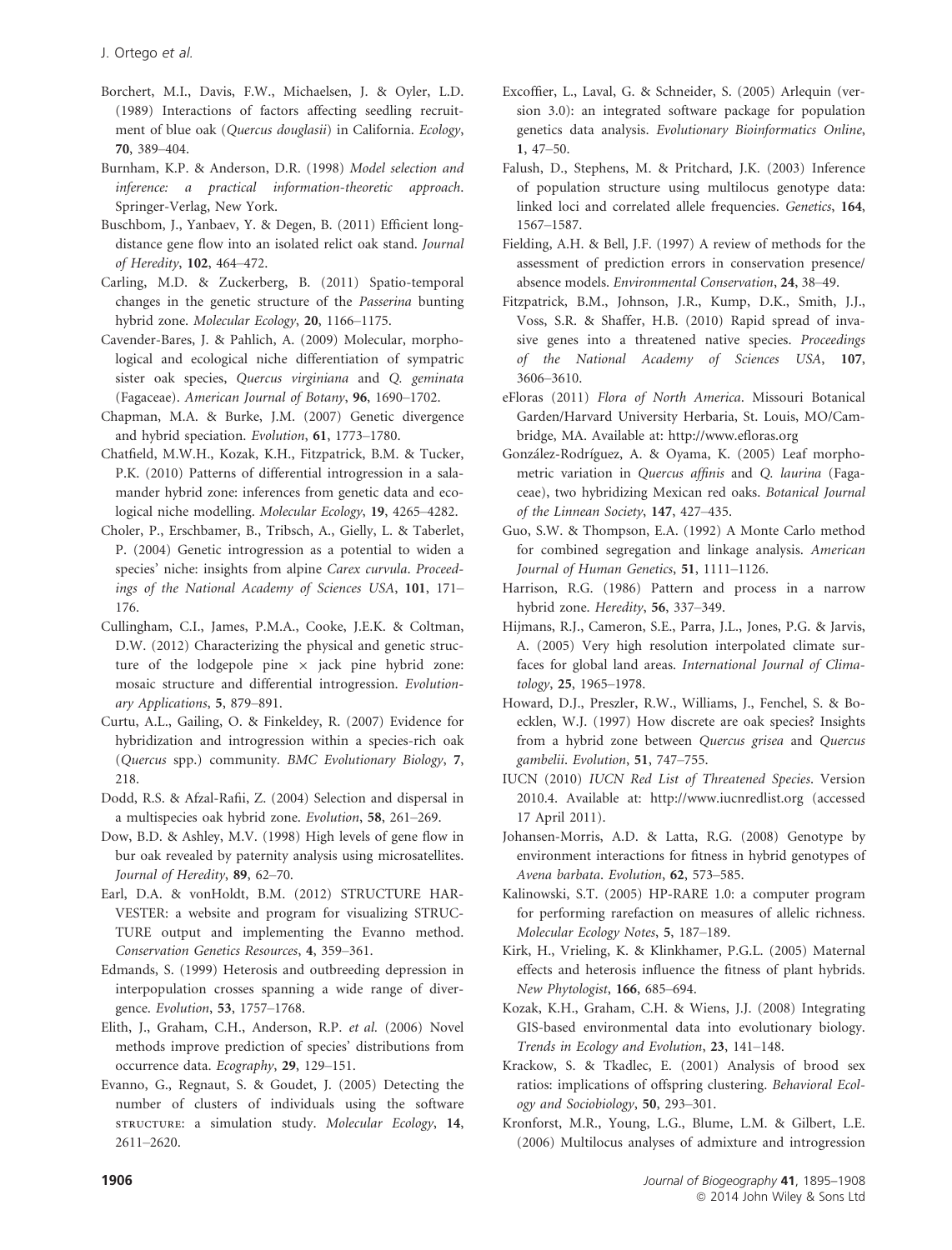Borchert, M.I., Davis, F.W., Michaelsen, J. & Oyler, L.D. (1989) Interactions of factors affecting seedling recruitment of blue oak (*Quercus douglasii*) in California. *Ecology*, **70**, 389–404.

Burnham, K.P. & Anderson, D.R. (1998) *Model selection and inference: a practical information-theoretic approach*. Springer-Verlag, New York.

Buschbom, J., Yanbaev, Y. & Degen, B. (2011) Efficient long-distance gene flow into an isolated relict oak stand. *Journal of Heredity*, **102**, 464–472.

Carling, M.D. & Zuckerberg, B. (2011) Spatio-temporal changes in the genetic structure of the *Passerina* bunting hybrid zone. *Molecular Ecology*, **20**, 1166–1175.

Cavender-Bares, J. & Pahlich, A. (2009) Molecular, morphological and ecological niche differentiation of sympatric sister oak species, *Quercus virginiana* and *Q. geminata* (Fagaceae). *American Journal of Botany*, **96**, 1690–1702.

Chapman, M.A. & Burke, J.M. (2007) Genetic divergence and hybrid speciation. *Evolution*, **61**, 1773–1780.

Chatfield, M.W.H., Kozak, K.H., Fitzpatrick, B.M. & Tucker, P.K. (2010) Patterns of differential introgression in a salamander hybrid zone: inferences from genetic data and ecological niche modelling. *Molecular Ecology*, **19**, 4265–4282.

Choler, P., Erschbamer, B., Tribsch, A., Gielly, L. & Taberlet, P. (2004) Genetic introgression as a potential to widen a species' niche: insights from alpine *Carex curvula*. *Proceedings of the National Academy of Sciences USA*, **101**, 171–176.

Cullingham, C.I., James, P.M.A., Cooke, J.E.K. & Coltman, D.W. (2012) Characterizing the physical and genetic structure of the lodgepole pine × jack pine hybrid zone: mosaic structure and differential introgression. *Evolutionary Applications*, **5**, 879–891.

Curtu, A.L., Gailing, O. & Finkeldey, R. (2007) Evidence for hybridization and introgression within a species-rich oak (*Quercus* spp.) community. *BMC Evolutionary Biology*, **7**, 218.

Dodd, R.S. & Afzal-Rafii, Z. (2004) Selection and dispersal in a multispecies oak hybrid zone. *Evolution*, **58**, 261–269.

Dow, B.D. & Ashley, M.V. (1998) High levels of gene flow in bur oak revealed by paternity analysis using microsatellites. *Journal of Heredity*, **89**, 62–70.

Earl, D.A. & vonHoldt, B.M. (2012) STRUCTURE HARVESTER: a website and program for visualizing STRUCTURE output and implementing the Evanno method. *Conservation Genetics Resources*, **4**, 359–361.

Edmands, S. (1999) Heterosis and outbreeding depression in interpopulation crosses spanning a wide range of divergence. *Evolution*, **53**, 1757–1768.

Elith, J., Graham, C.H., Anderson, R.P. *et al.* (2006) Novel methods improve prediction of species' distributions from occurrence data. *Ecography*, **29**, 129–151.

Evanno, G., Regnaut, S. & Goudet, J. (2005) Detecting the number of clusters of individuals using the software STRUCTURE: a simulation study. *Molecular Ecology*, **14**, 2611–2620.

Excoffier, L., Laval, G. & Schneider, S. (2005) Arlequin (version 3.0): an integrated software package for population genetics data analysis. *Evolutionary Bioinformatics Online*, **1**, 47–50.

Falush, D., Stephens, M. & Pritchard, J.K. (2003) Inference of population structure using multilocus genotype data: linked loci and correlated allele frequencies. *Genetics*, **164**, 1567–1587.

Fielding, A.H. & Bell, J.F. (1997) A review of methods for the assessment of prediction errors in conservation presence/absence models. *Environmental Conservation*, **24**, 38–49.

Fitzpatrick, B.M., Johnson, J.R., Kump, D.K., Smith, J.J., Voss, S.R. & Shaffer, H.B. (2010) Rapid spread of invasive genes into a threatened native species. *Proceedings of the National Academy of Sciences USA*, **107**, 3606–3610.

eFloras (2011) *Flora of North America*. Missouri Botanical Garden/Harvard University Herbaria, St. Louis, MO/Cambridge, MA. Available at: http://www.efloras.org

González-Rodríguez, A. & Oyama, K. (2005) Leaf morphometric variation in *Quercus affinis* and *Q. laurina* (Fagaceae), two hybridizing Mexican red oaks. *Botanical Journal of the Linnean Society*, **147**, 427–435.

Guo, S.W. & Thompson, E.A. (1992) A Monte Carlo method for combined segregation and linkage analysis. *American Journal of Human Genetics*, **51**, 1111–1126.

Harrison, R.G. (1986) Pattern and process in a narrow hybrid zone. *Heredity*, **56**, 337–349.

Hijmans, R.J., Cameron, S.E., Parra, J.L., Jones, P.G. & Jarvis, A. (2005) Very high resolution interpolated climate surfaces for global land areas. *International Journal of Climatology*, **25**, 1965–1978.

Howard, D.J., Preszler, R.W., Williams, J., Fenchel, S. & Boecklen, W.J. (1997) How discrete are oak species? Insights from a hybrid zone between *Quercus grisea* and *Quercus gambelii*. *Evolution*, **51**, 747–755.

IUCN (2010) *IUCN Red List of Threatened Species*. Version 2010.4. Available at: http://www.iucnredlist.org (accessed 17 April 2011).

Johansen-Morris, A.D. & Latta, R.G. (2008) Genotype by environment interactions for fitness in hybrid genotypes of *Avena barbata*. *Evolution*, **62**, 573–585.

Kalinowski, S.T. (2005) HP-RARE 1.0: a computer program for performing rarefaction on measures of allelic richness. *Molecular Ecology Notes*, **5**, 187–189.

Kirk, H., Vrieling, K. & Klinkhamer, P.G.L. (2005) Maternal effects and heterosis influence the fitness of plant hybrids. *New Phytologist*, **166**, 685–694.

Kozak, K.H., Graham, C.H. & Wiens, J.J. (2008) Integrating GIS-based environmental data into evolutionary biology. *Trends in Ecology and Evolution*, **23**, 141–148.

Krackow, S. & Tkadlec, E. (2001) Analysis of brood sex ratios: implications of offspring clustering. *Behavioral Ecology and Sociobiology*, **50**, 293–301.

Kronforst, M.R., Young, L.G., Blume, L.M. & Gilbert, L.E. (2006) Multilocus analyses of admixture and introgression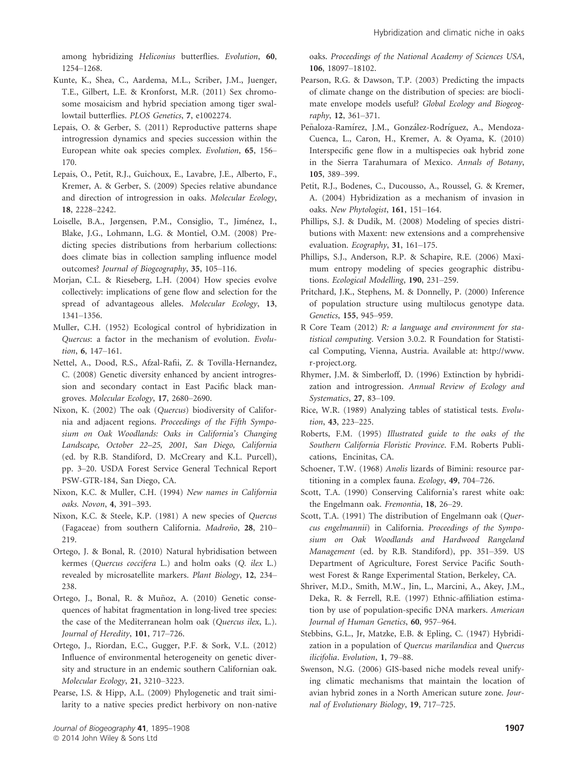among hybridizing *Heliconius* butterflies. *Evolution*, **60**, 1254–1268.

Kunte, K., Shea, C., Aardema, M.L., Scriber, J.M., Juenger, T.E., Gilbert, L.E. & Kronforst, M.R. (2011) Sex chromosome mosaicism and hybrid speciation among tiger swallowtail butterflies. *PLOS Genetics*, **7**, e1002274.

Lepais, O. & Gerber, S. (2011) Reproductive patterns shape introgression dynamics and species succession within the European white oak species complex. *Evolution*, **65**, 156–170.

Lepais, O., Petit, R.J., Guichoux, E., Lavabre, J.E., Alberto, F., Kremer, A. & Gerber, S. (2009) Species relative abundance and direction of introgression in oaks. *Molecular Ecology*, **18**, 2228–2242.

Loiselle, B.A., Jørgensen, P.M., Consiglio, T., Jiménez, I., Blake, J.G., Lohmann, L.G. & Montiel, O.M. (2008) Predicting species distributions from herbarium collections: does climate bias in collection sampling influence model outcomes? *Journal of Biogeography*, **35**, 105–116.

Morjan, C.L. & Rieseberg, L.H. (2004) How species evolve collectively: implications of gene flow and selection for the spread of advantageous alleles. *Molecular Ecology*, **13**, 1341–1356.

Muller, C.H. (1952) Ecological control of hybridization in *Quercus*: a factor in the mechanism of evolution. *Evolution*, **6**, 147–161.

Nettel, A., Dood, R.S., Afzal-Rafii, Z. & Tovilla-Hernandez, C. (2008) Genetic diversity enhanced by ancient introgression and secondary contact in East Pacific black mangroves. *Molecular Ecology*, **17**, 2680–2690.

Nixon, K. (2002) The oak (*Quercus*) biodiversity of California and adjacent regions. *Proceedings of the Fifth Symposium on Oak Woodlands: Oaks in California's Changing Landscape, October 22–25, 2001, San Diego, California* (ed. by R.B. Standiford, D. McCreary and K.L. Purcell), pp. 3–20. USDA Forest Service General Technical Report PSW-GTR-184, San Diego, CA.

Nixon, K.C. & Muller, C.H. (1994) *New names in California oaks*. *Novon*, **4**, 391–393.

Nixon, K.C. & Steele, K.P. (1981) A new species of *Quercus* (Fagaceae) from southern California. *Madroño*, **28**, 210–219.

Ortego, J. & Bonal, R. (2010) Natural hybridisation between kermes (*Quercus coccifera* L.) and holm oaks (*Q. ilex* L.) revealed by microsatellite markers. *Plant Biology*, **12**, 234–238.

Ortego, J., Bonal, R. & Muñoz, A. (2010) Genetic consequences of habitat fragmentation in long-lived tree species: the case of the Mediterranean holm oak (*Quercus ilex*, L.). *Journal of Heredity*, **101**, 717–726.

Ortego, J., Riordan, E.C., Gugger, P.F. & Sork, V.L. (2012) Influence of environmental heterogeneity on genetic diversity and structure in an endemic southern Californian oak. *Molecular Ecology*, **21**, 3210–3223.

Pearse, I.S. & Hipp, A.L. (2009) Phylogenetic and trait similarity to a native species predict herbivory on non-native oaks. *Proceedings of the National Academy of Sciences USA*, **106**, 18097–18102.

Pearson, R.G. & Dawson, T.P. (2003) Predicting the impacts of climate change on the distribution of species: are bioclimate envelope models useful? *Global Ecology and Biogeography*, **12**, 361–371.

Peñaloza-Ramírez, J.M., González-Rodríguez, A., Mendoza-Cuenca, L., Caron, H., Kremer, A. & Oyama, K. (2010) Interspecific gene flow in a multispecies oak hybrid zone in the Sierra Tarahumara of Mexico. *Annals of Botany*, **105**, 389–399.

Petit, R.J., Bodenes, C., Ducousso, A., Roussel, G. & Kremer, A. (2004) Hybridization as a mechanism of invasion in oaks. *New Phytologist*, **161**, 151–164.

Phillips, S.J. & Dudik, M. (2008) Modeling of species distributions with Maxent: new extensions and a comprehensive evaluation. *Ecography*, **31**, 161–175.

Phillips, S.J., Anderson, R.P. & Schapire, R.E. (2006) Maximum entropy modeling of species geographic distributions. *Ecological Modelling*, **190**, 231–259.

Pritchard, J.K., Stephens, M. & Donnelly, P. (2000) Inference of population structure using multilocus genotype data. *Genetics*, **155**, 945–959.

R Core Team (2012) *R: a language and environment for statistical computing*. Version 3.0.2. R Foundation for Statistical Computing, Vienna, Austria. Available at: http://www.r-project.org.

Rhymer, J.M. & Simberloff, D. (1996) Extinction by hybridization and introgression. *Annual Review of Ecology and Systematics*, **27**, 83–109.

Rice, W.R. (1989) Analyzing tables of statistical tests. *Evolution*, **43**, 223–225.

Roberts, F.M. (1995) *Illustrated guide to the oaks of the Southern California Floristic Province*. F.M. Roberts Publications, Encinitas, CA.

Schoener, T.W. (1968) *Anolis* lizards of Bimini: resource partitioning in a complex fauna. *Ecology*, **49**, 704–726.

Scott, T.A. (1990) Conserving California's rarest white oak: the Engelmann oak. *Fremontia*, **18**, 26–29.

Scott, T.A. (1991) The distribution of Engelmann oak (*Quercus engelmannii*) in California. *Proceedings of the Symposium on Oak Woodlands and Hardwood Rangeland Management* (ed. by R.B. Standiford), pp. 351–359. US Department of Agriculture, Forest Service Pacific Southwest Forest & Range Experimental Station, Berkeley, CA.

Shriver, M.D., Smith, M.W., Jin, L., Marcini, A., Akey, J.M., Deka, R. & Ferrell, R.E. (1997) Ethnic-affiliation estimation by use of population-specific DNA markers. *American Journal of Human Genetics*, **60**, 957–964.

Stebbins, G.L., Jr, Matzke, E.B. & Epling, C. (1947) Hybridization in a population of *Quercus marilandica* and *Quercus ilicifolia*. *Evolution*, **1**, 79–88.

Swenson, N.G. (2006) GIS-based niche models reveal unifying climatic mechanisms that maintain the location of avian hybrid zones in a North American suture zone. *Journal of Evolutionary Biology*, **19**, 717–725.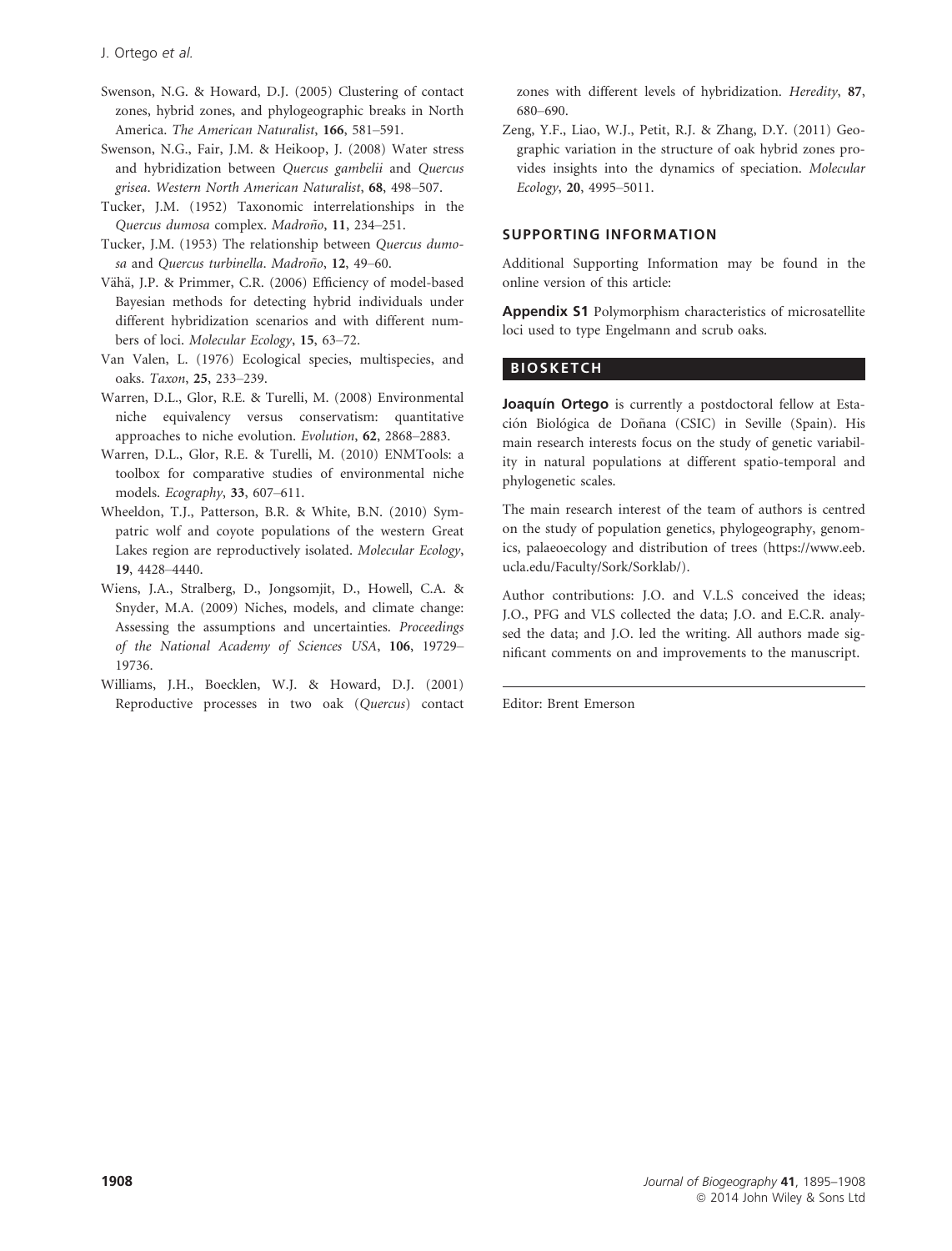Swenson, N.G. & Howard, D.J. (2005) Clustering of contact zones, hybrid zones, and phylogeographic breaks in North America. *The American Naturalist*, **166**, 581–591.

Swenson, N.G., Fair, J.M. & Heikoop, J. (2008) Water stress and hybridization between *Quercus gambelii* and *Quercus grisea*. *Western North American Naturalist*, **68**, 498–507.

Tucker, J.M. (1952) Taxonomic interrelationships in the *Quercus dumosa* complex. *Madroño*, **11**, 234–251.

Tucker, J.M. (1953) The relationship between *Quercus dumosa* and *Quercus turbinella*. *Madroño*, **12**, 49–60.

Vähä, J.P. & Primmer, C.R. (2006) Efficiency of model-based Bayesian methods for detecting hybrid individuals under different hybridization scenarios and with different numbers of loci. *Molecular Ecology*, **15**, 63–72.

Van Valen, L. (1976) Ecological species, multispecies, and oaks. *Taxon*, **25**, 233–239.

Warren, D.L., Glor, R.E. & Turelli, M. (2008) Environmental niche equivalency versus conservatism: quantitative approaches to niche evolution. *Evolution*, **62**, 2868–2883.

Warren, D.L., Glor, R.E. & Turelli, M. (2010) ENMTools: a toolbox for comparative studies of environmental niche models. *Ecography*, **33**, 607–611.

Wheeldon, T.J., Patterson, B.R. & White, B.N. (2010) Sympatric wolf and coyote populations of the western Great Lakes region are reproductively isolated. *Molecular Ecology*, **19**, 4428–4440.

Wiens, J.A., Stralberg, D., Jongsomjit, D., Howell, C.A. & Snyder, M.A. (2009) Niches, models, and climate change: Assessing the assumptions and uncertainties. *Proceedings of the National Academy of Sciences USA*, **106**, 19729–19736.

Williams, J.H., Boecklen, W.J. & Howard, D.J. (2001) Reproductive processes in two oak (*Quercus*) contact zones with different levels of hybridization. *Heredity*, **87**, 680–690.

Zeng, Y.F., Liao, W.J., Petit, R.J. & Zhang, D.Y. (2011) Geographic variation in the structure of oak hybrid zones provides insights into the dynamics of speciation. *Molecular Ecology*, **20**, 4995–5011.

## SUPPORTING INFORMATION

Additional Supporting Information may be found in the online version of this article:

**Appendix S1** Polymorphism characteristics of microsatellite loci used to type Engelmann and scrub oaks.

## BIOSKETCH

**Joaquín Ortego** is currently a postdoctoral fellow at Estación Biológica de Doñana (CSIC) in Seville (Spain). His main research interests focus on the study of genetic variability in natural populations at different spatio-temporal and phylogenetic scales.

The main research interest of the team of authors is centred on the study of population genetics, phylogeography, genomics, palaeoecology and distribution of trees (https://www.eeb.ucla.edu/Faculty/Sork/Sorklab/).

Author contributions: J.O. and V.L.S conceived the ideas; J.O., PFG and VLS collected the data; J.O. and E.C.R. analysed the data; and J.O. led the writing. All authors made significant comments on and improvements to the manuscript.

Editor: Brent Emerson